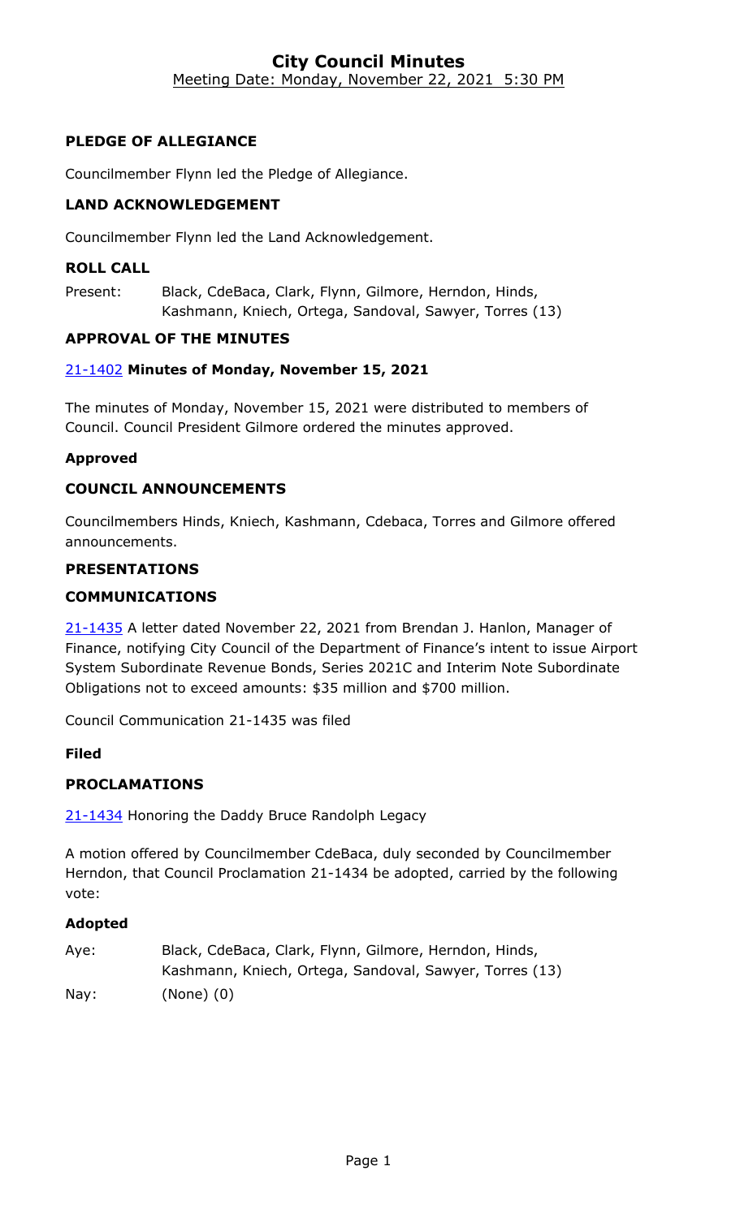# City Council Minutes

Meeting Date: Monday, November 22, 2021 5:30 PM

### PLEDGE OF ALLEGIANCE

Councilmember Flynn led the Pledge of Allegiance.

### LAND ACKNOWLEDGEMENT

Councilmember Flynn led the Land Acknowledgement.

### ROLL CALL

Present: Black, CdeBaca, Clark, Flynn, Gilmore, Herndon, Hinds, Kashmann, Kniech, Ortega, Sandoval, Sawyer, Torres (13)

### APPROVAL OF THE MINUTES

21-1402 **Minutes of Monday, November 15, 2021**

The minutes of Monday, November 15, 2021 were distributed to members of Council. Council President Gilmore ordered the minutes approved.

**Approved**

### COUNCIL ANNOUNCEMENTS

Councilmembers Hinds, Kniech, Kashmann, Cdebaca, Torres and Gilmore offered announcements.

### PRESENTATIONS

### COMMUNICATIONS

21-1435 A letter dated November 22, 2021 from Brendan J. Hanlon, Manager of Finance, notifying City Council of the Department of Finance's intent to issue Airport System Subordinate Revenue Bonds, Series 2021C and Interim Note Subordinate Obligations not to exceed amounts: $35 million and $700 million.

Council Communication 21-1435 was filed

**Filed**

### PROCLAMATIONS

21-1434 Honoring the Daddy Bruce Randolph Legacy

A motion offered by Councilmember CdeBaca, duly seconded by Councilmember Herndon, that Council Proclamation 21-1434 be adopted, carried by the following vote:

**Adopted**

Aye: Black, CdeBaca, Clark, Flynn, Gilmore, Herndon, Hinds, Kashmann, Kniech, Ortega, Sandoval, Sawyer, Torres (13)

Nay: (None) (0)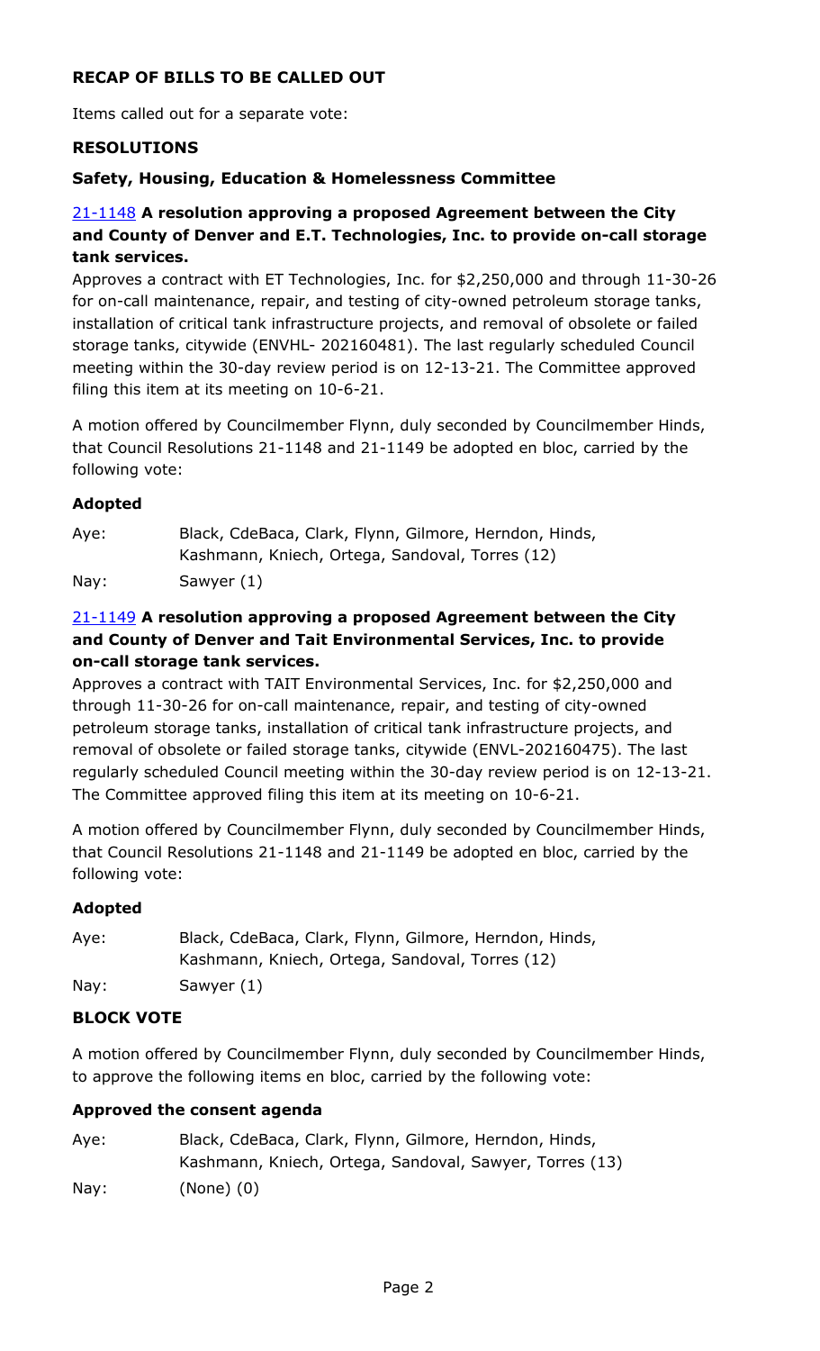## RECAP OF BILLS TO BE CALLED OUT

Items called out for a separate vote:

### RESOLUTIONS

### Safety, Housing, Education & Homelessness Committee

**21-1148 A resolution approving a proposed Agreement between the City and County of Denver and E.T. Technologies, Inc. to provide on-call storage tank services.**

Approves a contract with ET Technologies, Inc. for $2,250,000 and through 11-30-26 for on-call maintenance, repair, and testing of city-owned petroleum storage tanks, installation of critical tank infrastructure projects, and removal of obsolete or failed storage tanks, citywide (ENVHL- 202160481). The last regularly scheduled Council meeting within the 30-day review period is on 12-13-21. The Committee approved filing this item at its meeting on 10-6-21.

A motion offered by Councilmember Flynn, duly seconded by Councilmember Hinds, that Council Resolutions 21-1148 and 21-1149 be adopted en bloc, carried by the following vote:

**Adopted**

Aye: Black, CdeBaca, Clark, Flynn, Gilmore, Herndon, Hinds, Kashmann, Kniech, Ortega, Sandoval, Torres (12)

Nay: Sawyer (1)

**21-1149 A resolution approving a proposed Agreement between the City and County of Denver and Tait Environmental Services, Inc. to provide on-call storage tank services.**

Approves a contract with TAIT Environmental Services, Inc. for $2,250,000 and through 11-30-26 for on-call maintenance, repair, and testing of city-owned petroleum storage tanks, installation of critical tank infrastructure projects, and removal of obsolete or failed storage tanks, citywide (ENVL-202160475). The last regularly scheduled Council meeting within the 30-day review period is on 12-13-21. The Committee approved filing this item at its meeting on 10-6-21.

A motion offered by Councilmember Flynn, duly seconded by Councilmember Hinds, that Council Resolutions 21-1148 and 21-1149 be adopted en bloc, carried by the following vote:

**Adopted**

Aye: Black, CdeBaca, Clark, Flynn, Gilmore, Herndon, Hinds, Kashmann, Kniech, Ortega, Sandoval, Torres (12)

Nay: Sawyer (1)

### BLOCK VOTE

A motion offered by Councilmember Flynn, duly seconded by Councilmember Hinds, to approve the following items en bloc, carried by the following vote:

**Approved the consent agenda**

Aye: Black, CdeBaca, Clark, Flynn, Gilmore, Herndon, Hinds, Kashmann, Kniech, Ortega, Sandoval, Sawyer, Torres (13)

Nay: (None) (0)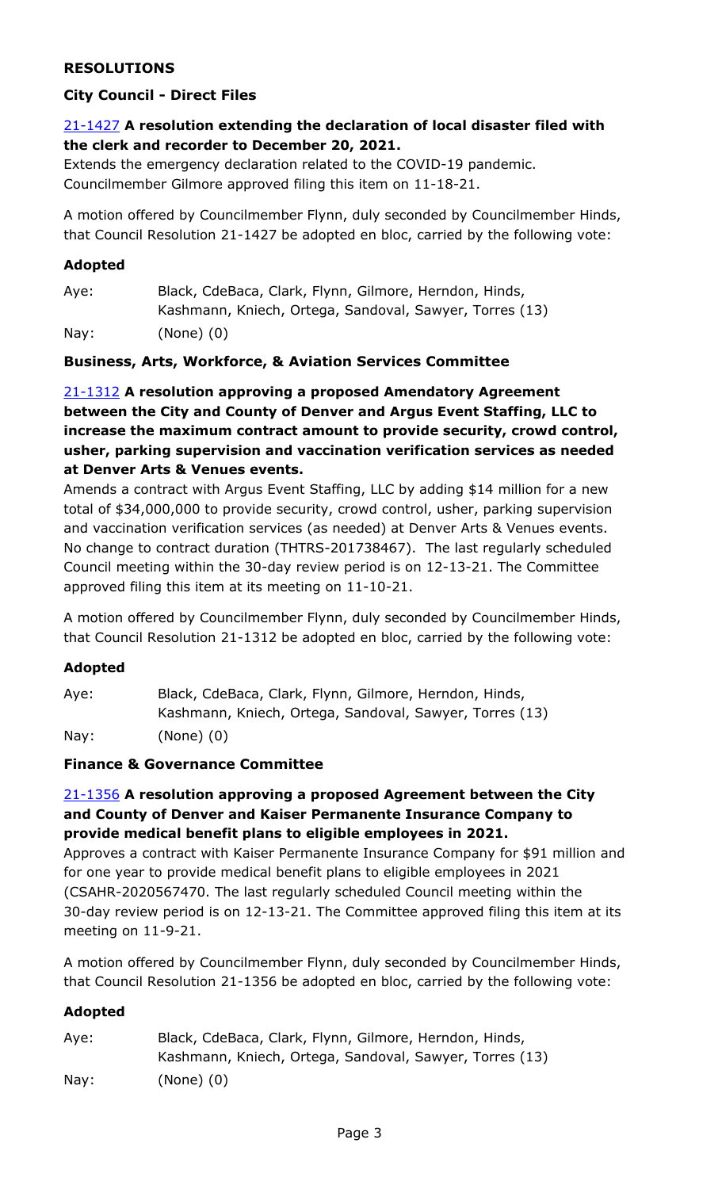## RESOLUTIONS

### City Council - Direct Files

[21-1427](#) **A resolution extending the declaration of local disaster filed with the clerk and recorder to December 20, 2021.**

Extends the emergency declaration related to the COVID-19 pandemic. Councilmember Gilmore approved filing this item on 11-18-21.

A motion offered by Councilmember Flynn, duly seconded by Councilmember Hinds, that Council Resolution 21-1427 be adopted en bloc, carried by the following vote:

**Adopted**

| | |
|---|---|
| Aye: | Black, CdeBaca, Clark, Flynn, Gilmore, Herndon, Hinds, Kashmann, Kniech, Ortega, Sandoval, Sawyer, Torres (13) |
| Nay: | (None) (0) |

### Business, Arts, Workforce, & Aviation Services Committee

[21-1312](#) **A resolution approving a proposed Amendatory Agreement between the City and County of Denver and Argus Event Staffing, LLC to increase the maximum contract amount to provide security, crowd control, usher, parking supervision and vaccination verification services as needed at Denver Arts & Venues events.**

Amends a contract with Argus Event Staffing, LLC by adding $14 million for a new total of $34,000,000 to provide security, crowd control, usher, parking supervision and vaccination verification services (as needed) at Denver Arts & Venues events. No change to contract duration (THTRS-201738467). The last regularly scheduled Council meeting within the 30-day review period is on 12-13-21. The Committee approved filing this item at its meeting on 11-10-21.

A motion offered by Councilmember Flynn, duly seconded by Councilmember Hinds, that Council Resolution 21-1312 be adopted en bloc, carried by the following vote:

**Adopted**

| | |
|---|---|
| Aye: | Black, CdeBaca, Clark, Flynn, Gilmore, Herndon, Hinds, Kashmann, Kniech, Ortega, Sandoval, Sawyer, Torres (13) |
| Nay: | (None) (0) |

### Finance & Governance Committee

[21-1356](#) **A resolution approving a proposed Agreement between the City and County of Denver and Kaiser Permanente Insurance Company to provide medical benefit plans to eligible employees in 2021.**

Approves a contract with Kaiser Permanente Insurance Company for $91 million and for one year to provide medical benefit plans to eligible employees in 2021 (CSAHR-2020567470. The last regularly scheduled Council meeting within the 30-day review period is on 12-13-21. The Committee approved filing this item at its meeting on 11-9-21.

A motion offered by Councilmember Flynn, duly seconded by Councilmember Hinds, that Council Resolution 21-1356 be adopted en bloc, carried by the following vote:

**Adopted**

| | |
|---|---|
| Aye: | Black, CdeBaca, Clark, Flynn, Gilmore, Herndon, Hinds, Kashmann, Kniech, Ortega, Sandoval, Sawyer, Torres (13) |
| Nay: | (None) (0) |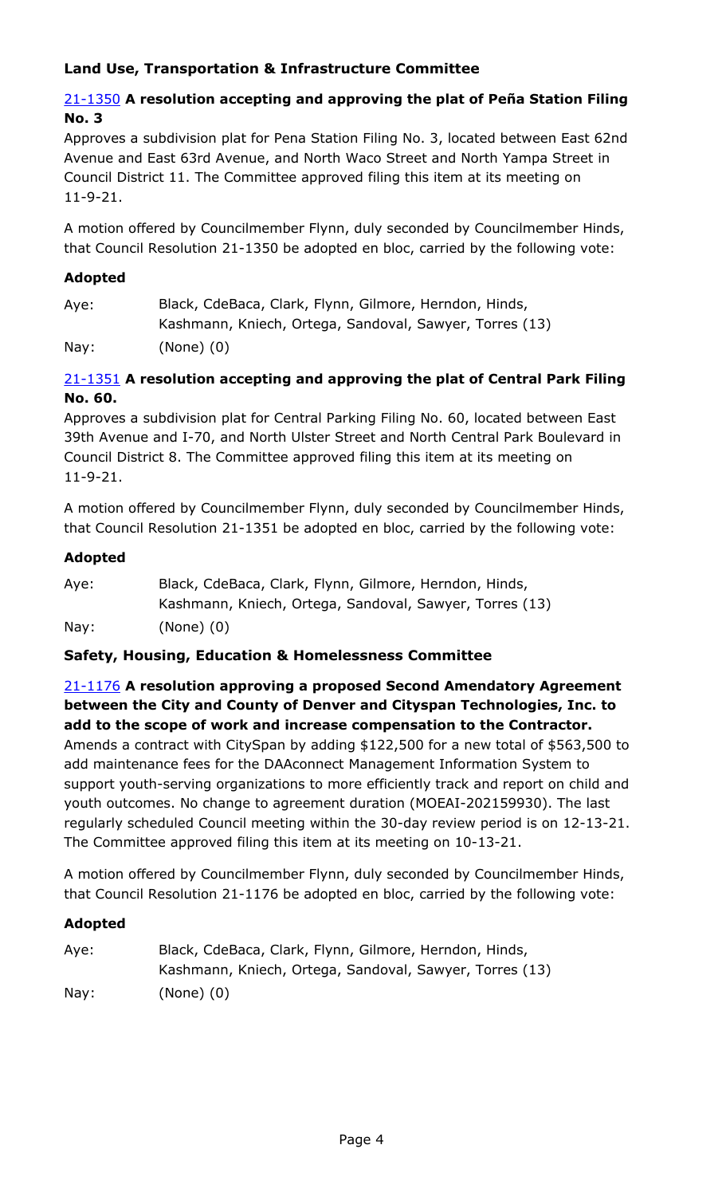### Land Use, Transportation & Infrastructure Committee

**21-1350 A resolution accepting and approving the plat of Peña Station Filing No. 3**

Approves a subdivision plat for Pena Station Filing No. 3, located between East 62nd Avenue and East 63rd Avenue, and North Waco Street and North Yampa Street in Council District 11. The Committee approved filing this item at its meeting on 11-9-21.

A motion offered by Councilmember Flynn, duly seconded by Councilmember Hinds, that Council Resolution 21-1350 be adopted en bloc, carried by the following vote:

**Adopted**

Aye: Black, CdeBaca, Clark, Flynn, Gilmore, Herndon, Hinds, Kashmann, Kniech, Ortega, Sandoval, Sawyer, Torres (13)

Nay: (None) (0)

**21-1351 A resolution accepting and approving the plat of Central Park Filing No. 60.**

Approves a subdivision plat for Central Parking Filing No. 60, located between East 39th Avenue and I-70, and North Ulster Street and North Central Park Boulevard in Council District 8. The Committee approved filing this item at its meeting on 11-9-21.

A motion offered by Councilmember Flynn, duly seconded by Councilmember Hinds, that Council Resolution 21-1351 be adopted en bloc, carried by the following vote:

**Adopted**

Aye: Black, CdeBaca, Clark, Flynn, Gilmore, Herndon, Hinds, Kashmann, Kniech, Ortega, Sandoval, Sawyer, Torres (13)

Nay: (None) (0)

### Safety, Housing, Education & Homelessness Committee

**21-1176 A resolution approving a proposed Second Amendatory Agreement between the City and County of Denver and Cityspan Technologies, Inc. to add to the scope of work and increase compensation to the Contractor.**

Amends a contract with CitySpan by adding $122,500 for a new total of $563,500 to add maintenance fees for the DAAconnect Management Information System to support youth-serving organizations to more efficiently track and report on child and youth outcomes. No change to agreement duration (MOEAI-202159930). The last regularly scheduled Council meeting within the 30-day review period is on 12-13-21. The Committee approved filing this item at its meeting on 10-13-21.

A motion offered by Councilmember Flynn, duly seconded by Councilmember Hinds, that Council Resolution 21-1176 be adopted en bloc, carried by the following vote:

**Adopted**

Aye: Black, CdeBaca, Clark, Flynn, Gilmore, Herndon, Hinds, Kashmann, Kniech, Ortega, Sandoval, Sawyer, Torres (13)

Nay: (None) (0)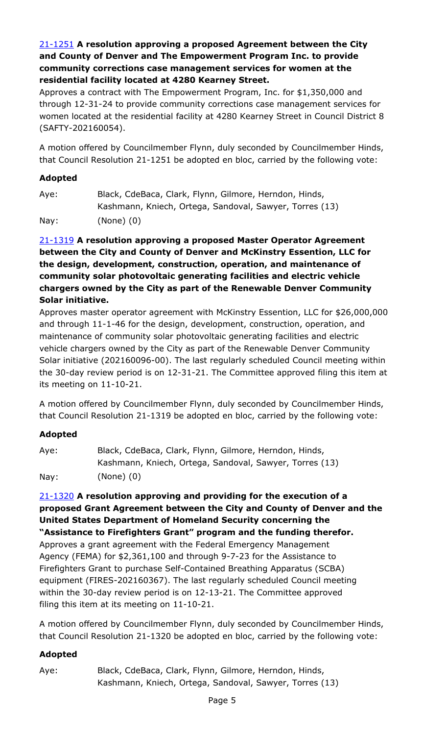[21-1251](#) **A resolution approving a proposed Agreement between the City and County of Denver and The Empowerment Program Inc. to provide community corrections case management services for women at the residential facility located at 4280 Kearney Street.**

Approves a contract with The Empowerment Program, Inc. for $1,350,000 and through 12-31-24 to provide community corrections case management services for women located at the residential facility at 4280 Kearney Street in Council District 8 (SAFTY-202160054).

A motion offered by Councilmember Flynn, duly seconded by Councilmember Hinds, that Council Resolution 21-1251 be adopted en bloc, carried by the following vote:

**Adopted**

Aye: Black, CdeBaca, Clark, Flynn, Gilmore, Herndon, Hinds, Kashmann, Kniech, Ortega, Sandoval, Sawyer, Torres (13)

Nay: (None) (0)

[21-1319](#) **A resolution approving a proposed Master Operator Agreement between the City and County of Denver and McKinstry Essention, LLC for the design, development, construction, operation, and maintenance of community solar photovoltaic generating facilities and electric vehicle chargers owned by the City as part of the Renewable Denver Community Solar initiative.**

Approves master operator agreement with McKinstry Essention, LLC for $26,000,000 and through 11-1-46 for the design, development, construction, operation, and maintenance of community solar photovoltaic generating facilities and electric vehicle chargers owned by the City as part of the Renewable Denver Community Solar initiative (202160096-00). The last regularly scheduled Council meeting within the 30-day review period is on 12-31-21. The Committee approved filing this item at its meeting on 11-10-21.

A motion offered by Councilmember Flynn, duly seconded by Councilmember Hinds, that Council Resolution 21-1319 be adopted en bloc, carried by the following vote:

**Adopted**

Aye: Black, CdeBaca, Clark, Flynn, Gilmore, Herndon, Hinds, Kashmann, Kniech, Ortega, Sandoval, Sawyer, Torres (13)

Nay: (None) (0)

[21-1320](#) **A resolution approving and providing for the execution of a proposed Grant Agreement between the City and County of Denver and the United States Department of Homeland Security concerning the "Assistance to Firefighters Grant" program and the funding therefor.**

Approves a grant agreement with the Federal Emergency Management Agency (FEMA) for $2,361,100 and through 9-7-23 for the Assistance to Firefighters Grant to purchase Self-Contained Breathing Apparatus (SCBA) equipment (FIRES-202160367). The last regularly scheduled Council meeting within the 30-day review period is on 12-13-21. The Committee approved filing this item at its meeting on 11-10-21.

A motion offered by Councilmember Flynn, duly seconded by Councilmember Hinds, that Council Resolution 21-1320 be adopted en bloc, carried by the following vote:

**Adopted**

Aye: Black, CdeBaca, Clark, Flynn, Gilmore, Herndon, Hinds, Kashmann, Kniech, Ortega, Sandoval, Sawyer, Torres (13)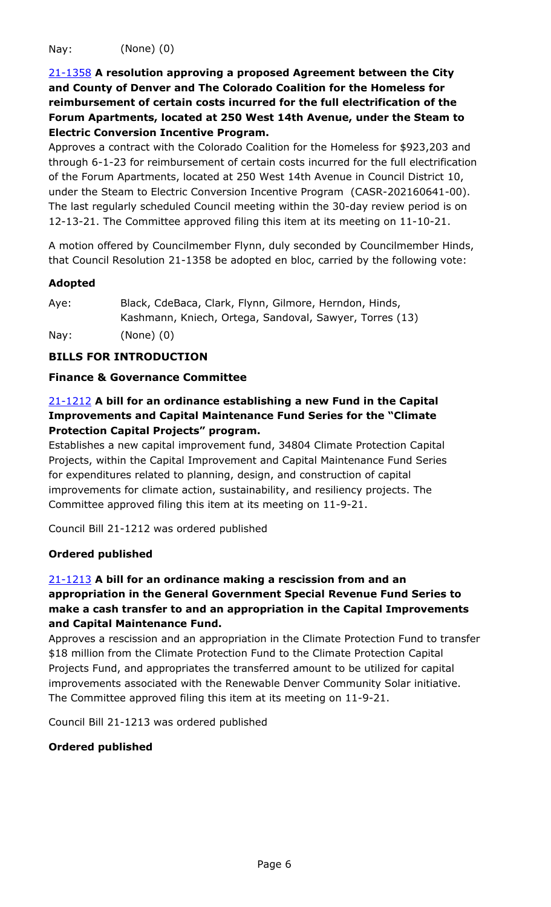Nay: (None) (0)

[21-1358](https://denver.legistar.com/) **A resolution approving a proposed Agreement between the City and County of Denver and The Colorado Coalition for the Homeless for reimbursement of certain costs incurred for the full electrification of the Forum Apartments, located at 250 West 14th Avenue, under the Steam to Electric Conversion Incentive Program.**

Approves a contract with the Colorado Coalition for the Homeless for $923,203 and through 6-1-23 for reimbursement of certain costs incurred for the full electrification of the Forum Apartments, located at 250 West 14th Avenue in Council District 10, under the Steam to Electric Conversion Incentive Program (CASR-202160641-00). The last regularly scheduled Council meeting within the 30-day review period is on 12-13-21. The Committee approved filing this item at its meeting on 11-10-21.

A motion offered by Councilmember Flynn, duly seconded by Councilmember Hinds, that Council Resolution 21-1358 be adopted en bloc, carried by the following vote:

**Adopted**

Aye: Black, CdeBaca, Clark, Flynn, Gilmore, Herndon, Hinds, Kashmann, Kniech, Ortega, Sandoval, Sawyer, Torres (13)

Nay: (None) (0)

**BILLS FOR INTRODUCTION**

**Finance & Governance Committee**

21-1212 **A bill for an ordinance establishing a new Fund in the Capital Improvements and Capital Maintenance Fund Series for the "Climate Protection Capital Projects" program.**

Establishes a new capital improvement fund, 34804 Climate Protection Capital Projects, within the Capital Improvement and Capital Maintenance Fund Series for expenditures related to planning, design, and construction of capital improvements for climate action, sustainability, and resiliency projects. The Committee approved filing this item at its meeting on 11-9-21.

Council Bill 21-1212 was ordered published

**Ordered published**

21-1213 **A bill for an ordinance making a rescission from and an appropriation in the General Government Special Revenue Fund Series to make a cash transfer to and an appropriation in the Capital Improvements and Capital Maintenance Fund.**

Approves a rescission and an appropriation in the Climate Protection Fund to transfer $18 million from the Climate Protection Fund to the Climate Protection Capital Projects Fund, and appropriates the transferred amount to be utilized for capital improvements associated with the Renewable Denver Community Solar initiative. The Committee approved filing this item at its meeting on 11-9-21.

Council Bill 21-1213 was ordered published

**Ordered published**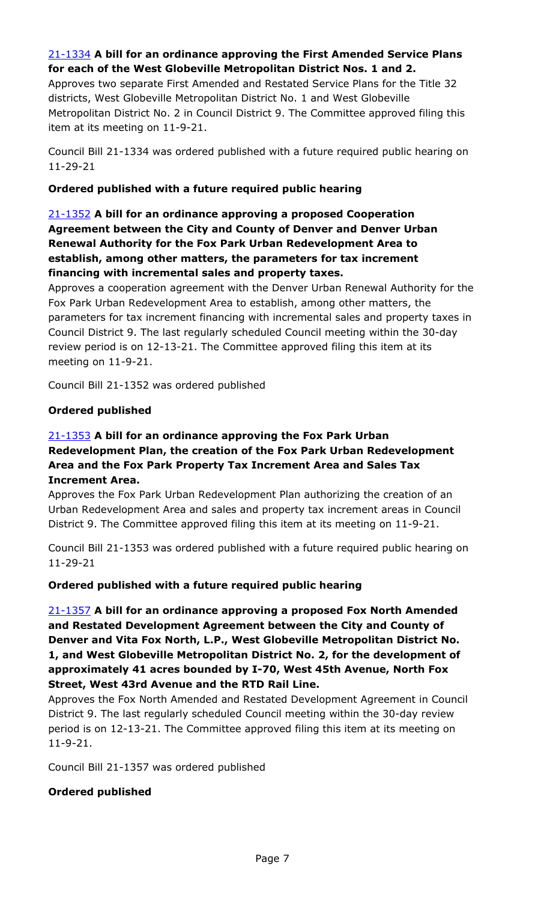[21-1334](#) **A bill for an ordinance approving the First Amended Service Plans for each of the West Globeville Metropolitan District Nos. 1 and 2.**
Approves two separate First Amended and Restated Service Plans for the Title 32 districts, West Globeville Metropolitan District No. 1 and West Globeville Metropolitan District No. 2 in Council District 9. The Committee approved filing this item at its meeting on 11-9-21.

Council Bill 21-1334 was ordered published with a future required public hearing on 11-29-21

**Ordered published with a future required public hearing**

[21-1352](#) **A bill for an ordinance approving a proposed Cooperation Agreement between the City and County of Denver and Denver Urban Renewal Authority for the Fox Park Urban Redevelopment Area to establish, among other matters, the parameters for tax increment financing with incremental sales and property taxes.**
Approves a cooperation agreement with the Denver Urban Renewal Authority for the Fox Park Urban Redevelopment Area to establish, among other matters, the parameters for tax increment financing with incremental sales and property taxes in Council District 9. The last regularly scheduled Council meeting within the 30-day review period is on 12-13-21. The Committee approved filing this item at its meeting on 11-9-21.

Council Bill 21-1352 was ordered published

**Ordered published**

[21-1353](#) **A bill for an ordinance approving the Fox Park Urban Redevelopment Plan, the creation of the Fox Park Urban Redevelopment Area and the Fox Park Property Tax Increment Area and Sales Tax Increment Area.**
Approves the Fox Park Urban Redevelopment Plan authorizing the creation of an Urban Redevelopment Area and sales and property tax increment areas in Council District 9. The Committee approved filing this item at its meeting on 11-9-21.

Council Bill 21-1353 was ordered published with a future required public hearing on 11-29-21

**Ordered published with a future required public hearing**

[21-1357](#) **A bill for an ordinance approving a proposed Fox North Amended and Restated Development Agreement between the City and County of Denver and Vita Fox North, L.P., West Globeville Metropolitan District No. 1, and West Globeville Metropolitan District No. 2, for the development of approximately 41 acres bounded by I-70, West 45th Avenue, North Fox Street, West 43rd Avenue and the RTD Rail Line.**
Approves the Fox North Amended and Restated Development Agreement in Council District 9. The last regularly scheduled Council meeting within the 30-day review period is on 12-13-21. The Committee approved filing this item at its meeting on 11-9-21.

Council Bill 21-1357 was ordered published

**Ordered published**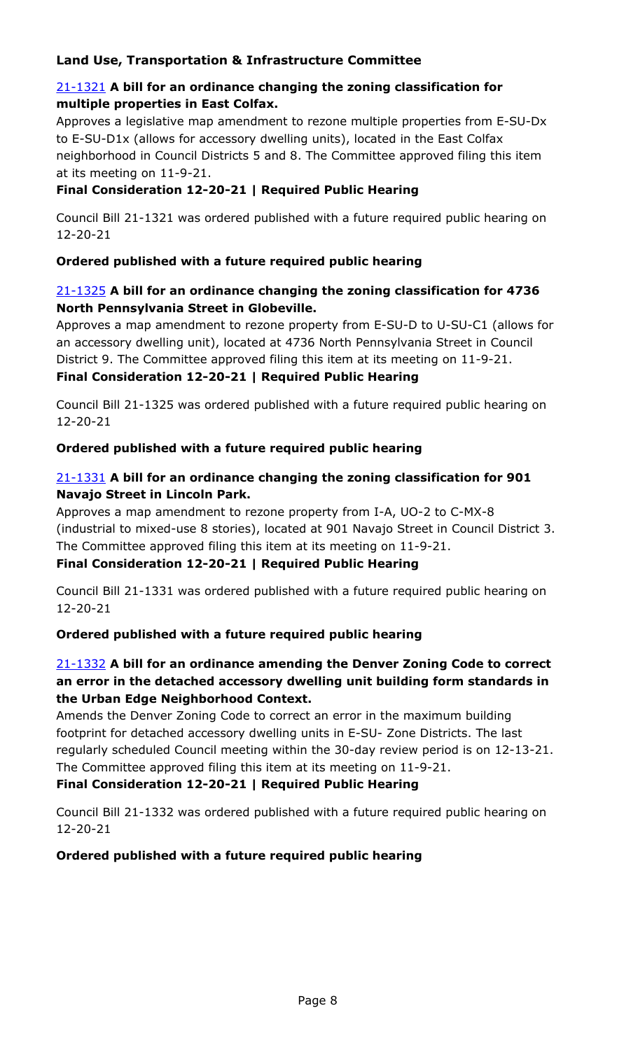## Land Use, Transportation & Infrastructure Committee

[21-1321](21-1321) **A bill for an ordinance changing the zoning classification for multiple properties in East Colfax.**

Approves a legislative map amendment to rezone multiple properties from E-SU-Dx to E-SU-D1x (allows for accessory dwelling units), located in the East Colfax neighborhood in Council Districts 5 and 8. The Committee approved filing this item at its meeting on 11-9-21.

**Final Consideration 12-20-21 | Required Public Hearing**

Council Bill 21-1321 was ordered published with a future required public hearing on 12-20-21

**Ordered published with a future required public hearing**

21-1325 **A bill for an ordinance changing the zoning classification for 4736 North Pennsylvania Street in Globeville.**

Approves a map amendment to rezone property from E-SU-D to U-SU-C1 (allows for an accessory dwelling unit), located at 4736 North Pennsylvania Street in Council District 9. The Committee approved filing this item at its meeting on 11-9-21.

**Final Consideration 12-20-21 | Required Public Hearing**

Council Bill 21-1325 was ordered published with a future required public hearing on 12-20-21

**Ordered published with a future required public hearing**

21-1331 **A bill for an ordinance changing the zoning classification for 901 Navajo Street in Lincoln Park.**

Approves a map amendment to rezone property from I-A, UO-2 to C-MX-8 (industrial to mixed-use 8 stories), located at 901 Navajo Street in Council District 3. The Committee approved filing this item at its meeting on 11-9-21.

**Final Consideration 12-20-21 | Required Public Hearing**

Council Bill 21-1331 was ordered published with a future required public hearing on 12-20-21

**Ordered published with a future required public hearing**

21-1332 **A bill for an ordinance amending the Denver Zoning Code to correct an error in the detached accessory dwelling unit building form standards in the Urban Edge Neighborhood Context.**

Amends the Denver Zoning Code to correct an error in the maximum building footprint for detached accessory dwelling units in E-SU- Zone Districts. The last regularly scheduled Council meeting within the 30-day review period is on 12-13-21. The Committee approved filing this item at its meeting on 11-9-21.

**Final Consideration 12-20-21 | Required Public Hearing**

Council Bill 21-1332 was ordered published with a future required public hearing on 12-20-21

**Ordered published with a future required public hearing**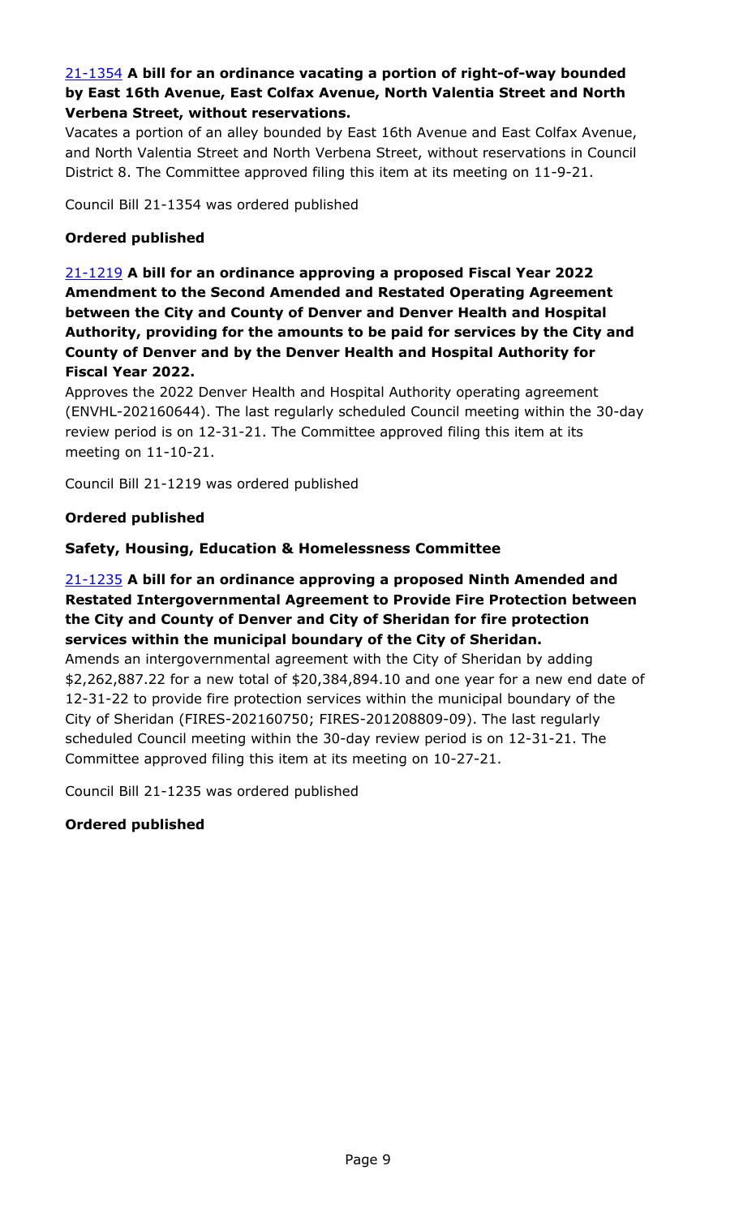[21-1354](21-1354) **A bill for an ordinance vacating a portion of right-of-way bounded by East 16th Avenue, East Colfax Avenue, North Valentia Street and North Verbena Street, without reservations.**

Vacates a portion of an alley bounded by East 16th Avenue and East Colfax Avenue, and North Valentia Street and North Verbena Street, without reservations in Council District 8. The Committee approved filing this item at its meeting on 11-9-21.

Council Bill 21-1354 was ordered published

**Ordered published**

[21-1219](21-1219) **A bill for an ordinance approving a proposed Fiscal Year 2022 Amendment to the Second Amended and Restated Operating Agreement between the City and County of Denver and Denver Health and Hospital Authority, providing for the amounts to be paid for services by the City and County of Denver and by the Denver Health and Hospital Authority for Fiscal Year 2022.**

Approves the 2022 Denver Health and Hospital Authority operating agreement (ENVHL-202160644). The last regularly scheduled Council meeting within the 30-day review period is on 12-31-21. The Committee approved filing this item at its meeting on 11-10-21.

Council Bill 21-1219 was ordered published

**Ordered published**

**Safety, Housing, Education & Homelessness Committee**

[21-1235](21-1235) **A bill for an ordinance approving a proposed Ninth Amended and Restated Intergovernmental Agreement to Provide Fire Protection between the City and County of Denver and City of Sheridan for fire protection services within the municipal boundary of the City of Sheridan.**

Amends an intergovernmental agreement with the City of Sheridan by adding $2,262,887.22 for a new total of $20,384,894.10 and one year for a new end date of 12-31-22 to provide fire protection services within the municipal boundary of the City of Sheridan (FIRES-202160750; FIRES-201208809-09). The last regularly scheduled Council meeting within the 30-day review period is on 12-31-21. The Committee approved filing this item at its meeting on 10-27-21.

Council Bill 21-1235 was ordered published

**Ordered published**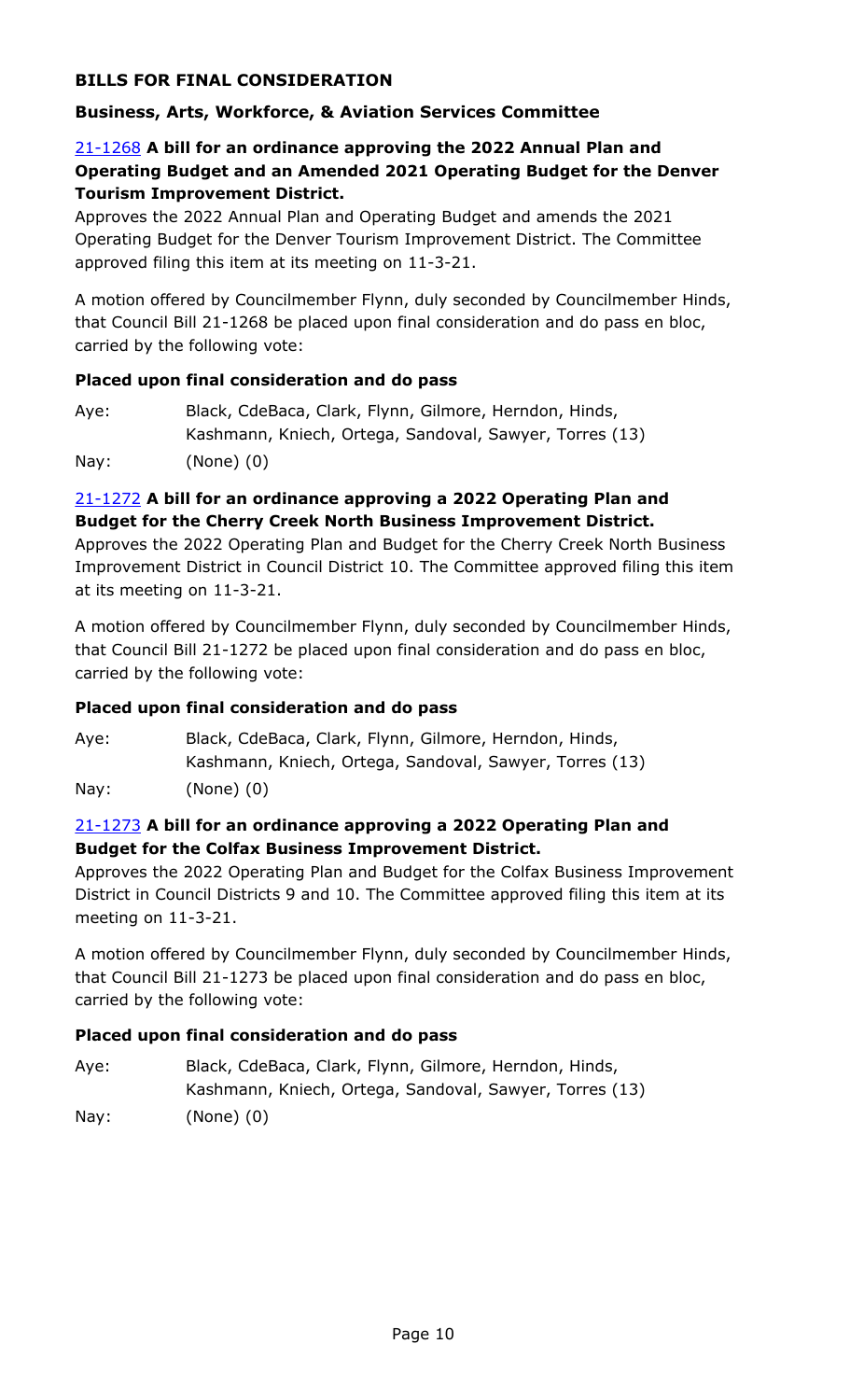### BILLS FOR FINAL CONSIDERATION

#### Business, Arts, Workforce, & Aviation Services Committee

**21-1268 A bill for an ordinance approving the 2022 Annual Plan and Operating Budget and an Amended 2021 Operating Budget for the Denver Tourism Improvement District.**

Approves the 2022 Annual Plan and Operating Budget and amends the 2021 Operating Budget for the Denver Tourism Improvement District. The Committee approved filing this item at its meeting on 11-3-21.

A motion offered by Councilmember Flynn, duly seconded by Councilmember Hinds, that Council Bill 21-1268 be placed upon final consideration and do pass en bloc, carried by the following vote:

**Placed upon final consideration and do pass**

Aye: Black, CdeBaca, Clark, Flynn, Gilmore, Herndon, Hinds, Kashmann, Kniech, Ortega, Sandoval, Sawyer, Torres (13)

Nay: (None) (0)

**21-1272 A bill for an ordinance approving a 2022 Operating Plan and Budget for the Cherry Creek North Business Improvement District.**

Approves the 2022 Operating Plan and Budget for the Cherry Creek North Business Improvement District in Council District 10. The Committee approved filing this item at its meeting on 11-3-21.

A motion offered by Councilmember Flynn, duly seconded by Councilmember Hinds, that Council Bill 21-1272 be placed upon final consideration and do pass en bloc, carried by the following vote:

**Placed upon final consideration and do pass**

Aye: Black, CdeBaca, Clark, Flynn, Gilmore, Herndon, Hinds, Kashmann, Kniech, Ortega, Sandoval, Sawyer, Torres (13)

Nay: (None) (0)

**21-1273 A bill for an ordinance approving a 2022 Operating Plan and Budget for the Colfax Business Improvement District.**

Approves the 2022 Operating Plan and Budget for the Colfax Business Improvement District in Council Districts 9 and 10. The Committee approved filing this item at its meeting on 11-3-21.

A motion offered by Councilmember Flynn, duly seconded by Councilmember Hinds, that Council Bill 21-1273 be placed upon final consideration and do pass en bloc, carried by the following vote:

**Placed upon final consideration and do pass**

Aye: Black, CdeBaca, Clark, Flynn, Gilmore, Herndon, Hinds, Kashmann, Kniech, Ortega, Sandoval, Sawyer, Torres (13)

Nay: (None) (0)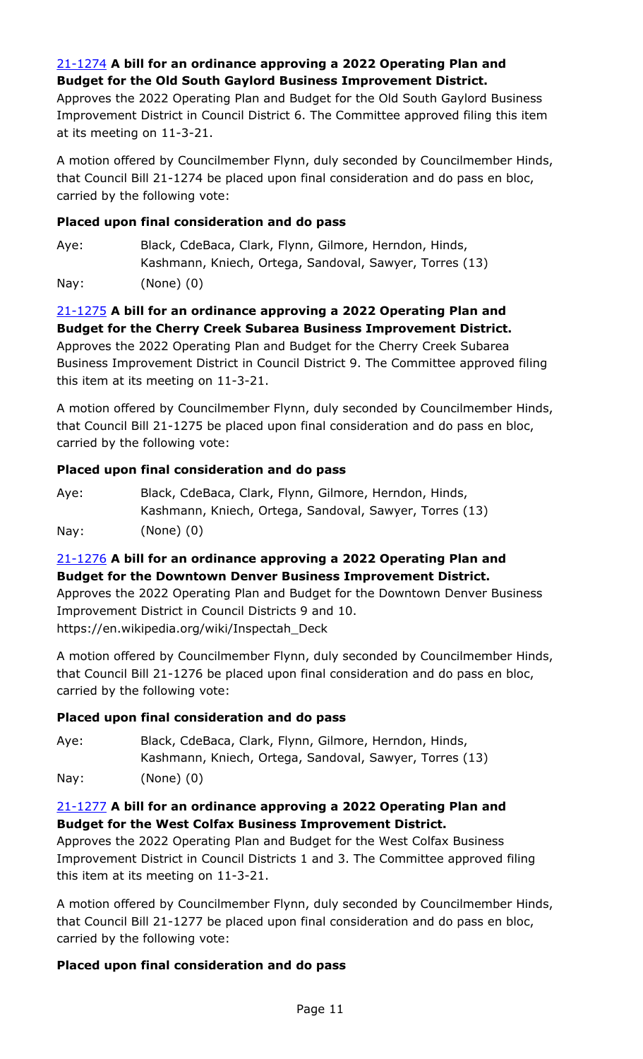[21-1274](#) **A bill for an ordinance approving a 2022 Operating Plan and Budget for the Old South Gaylord Business Improvement District.**
Approves the 2022 Operating Plan and Budget for the Old South Gaylord Business Improvement District in Council District 6. The Committee approved filing this item at its meeting on 11-3-21.

A motion offered by Councilmember Flynn, duly seconded by Councilmember Hinds, that Council Bill 21-1274 be placed upon final consideration and do pass en bloc, carried by the following vote:

**Placed upon final consideration and do pass**

Aye: Black, CdeBaca, Clark, Flynn, Gilmore, Herndon, Hinds, Kashmann, Kniech, Ortega, Sandoval, Sawyer, Torres (13)

Nay: (None) (0)

[21-1275](#) **A bill for an ordinance approving a 2022 Operating Plan and Budget for the Cherry Creek Subarea Business Improvement District.**
Approves the 2022 Operating Plan and Budget for the Cherry Creek Subarea Business Improvement District in Council District 9. The Committee approved filing this item at its meeting on 11-3-21.

A motion offered by Councilmember Flynn, duly seconded by Councilmember Hinds, that Council Bill 21-1275 be placed upon final consideration and do pass en bloc, carried by the following vote:

**Placed upon final consideration and do pass**

Aye: Black, CdeBaca, Clark, Flynn, Gilmore, Herndon, Hinds, Kashmann, Kniech, Ortega, Sandoval, Sawyer, Torres (13)

Nay: (None) (0)

[21-1276](#) **A bill for an ordinance approving a 2022 Operating Plan and Budget for the Downtown Denver Business Improvement District.**
Approves the 2022 Operating Plan and Budget for the Downtown Denver Business Improvement District in Council Districts 9 and 10.
https://en.wikipedia.org/wiki/Inspectah_Deck

A motion offered by Councilmember Flynn, duly seconded by Councilmember Hinds, that Council Bill 21-1276 be placed upon final consideration and do pass en bloc, carried by the following vote:

**Placed upon final consideration and do pass**

Aye: Black, CdeBaca, Clark, Flynn, Gilmore, Herndon, Hinds, Kashmann, Kniech, Ortega, Sandoval, Sawyer, Torres (13)

Nay: (None) (0)

[21-1277](#) **A bill for an ordinance approving a 2022 Operating Plan and Budget for the West Colfax Business Improvement District.**
Approves the 2022 Operating Plan and Budget for the West Colfax Business Improvement District in Council Districts 1 and 3. The Committee approved filing this item at its meeting on 11-3-21.

A motion offered by Councilmember Flynn, duly seconded by Councilmember Hinds, that Council Bill 21-1277 be placed upon final consideration and do pass en bloc, carried by the following vote:

**Placed upon final consideration and do pass**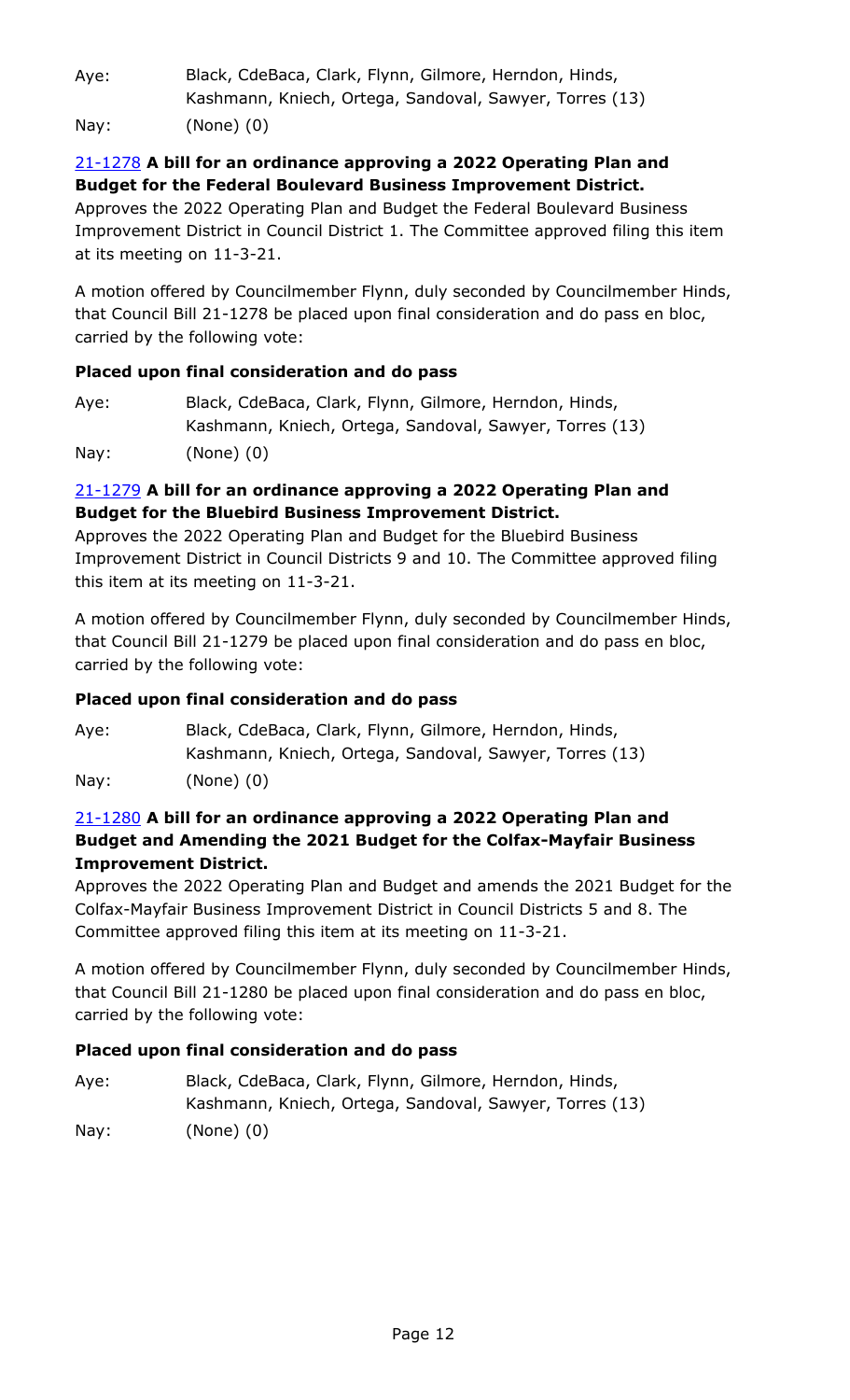Aye: Black, CdeBaca, Clark, Flynn, Gilmore, Herndon, Hinds, Kashmann, Kniech, Ortega, Sandoval, Sawyer, Torres (13)

Nay: (None) (0)

[21-1278](21-1278) **A bill for an ordinance approving a 2022 Operating Plan and Budget for the Federal Boulevard Business Improvement District.**

Approves the 2022 Operating Plan and Budget the Federal Boulevard Business Improvement District in Council District 1. The Committee approved filing this item at its meeting on 11-3-21.

A motion offered by Councilmember Flynn, duly seconded by Councilmember Hinds, that Council Bill 21-1278 be placed upon final consideration and do pass en bloc, carried by the following vote:

**Placed upon final consideration and do pass**

Aye: Black, CdeBaca, Clark, Flynn, Gilmore, Herndon, Hinds, Kashmann, Kniech, Ortega, Sandoval, Sawyer, Torres (13)

Nay: (None) (0)

[21-1279](21-1279) **A bill for an ordinance approving a 2022 Operating Plan and Budget for the Bluebird Business Improvement District.**

Approves the 2022 Operating Plan and Budget for the Bluebird Business Improvement District in Council Districts 9 and 10. The Committee approved filing this item at its meeting on 11-3-21.

A motion offered by Councilmember Flynn, duly seconded by Councilmember Hinds, that Council Bill 21-1279 be placed upon final consideration and do pass en bloc, carried by the following vote:

**Placed upon final consideration and do pass**

Aye: Black, CdeBaca, Clark, Flynn, Gilmore, Herndon, Hinds, Kashmann, Kniech, Ortega, Sandoval, Sawyer, Torres (13)

Nay: (None) (0)

[21-1280](21-1280) **A bill for an ordinance approving a 2022 Operating Plan and Budget and Amending the 2021 Budget for the Colfax-Mayfair Business Improvement District.**

Approves the 2022 Operating Plan and Budget and amends the 2021 Budget for the Colfax-Mayfair Business Improvement District in Council Districts 5 and 8. The Committee approved filing this item at its meeting on 11-3-21.

A motion offered by Councilmember Flynn, duly seconded by Councilmember Hinds, that Council Bill 21-1280 be placed upon final consideration and do pass en bloc, carried by the following vote:

**Placed upon final consideration and do pass**

Aye: Black, CdeBaca, Clark, Flynn, Gilmore, Herndon, Hinds, Kashmann, Kniech, Ortega, Sandoval, Sawyer, Torres (13)

Nay: (None) (0)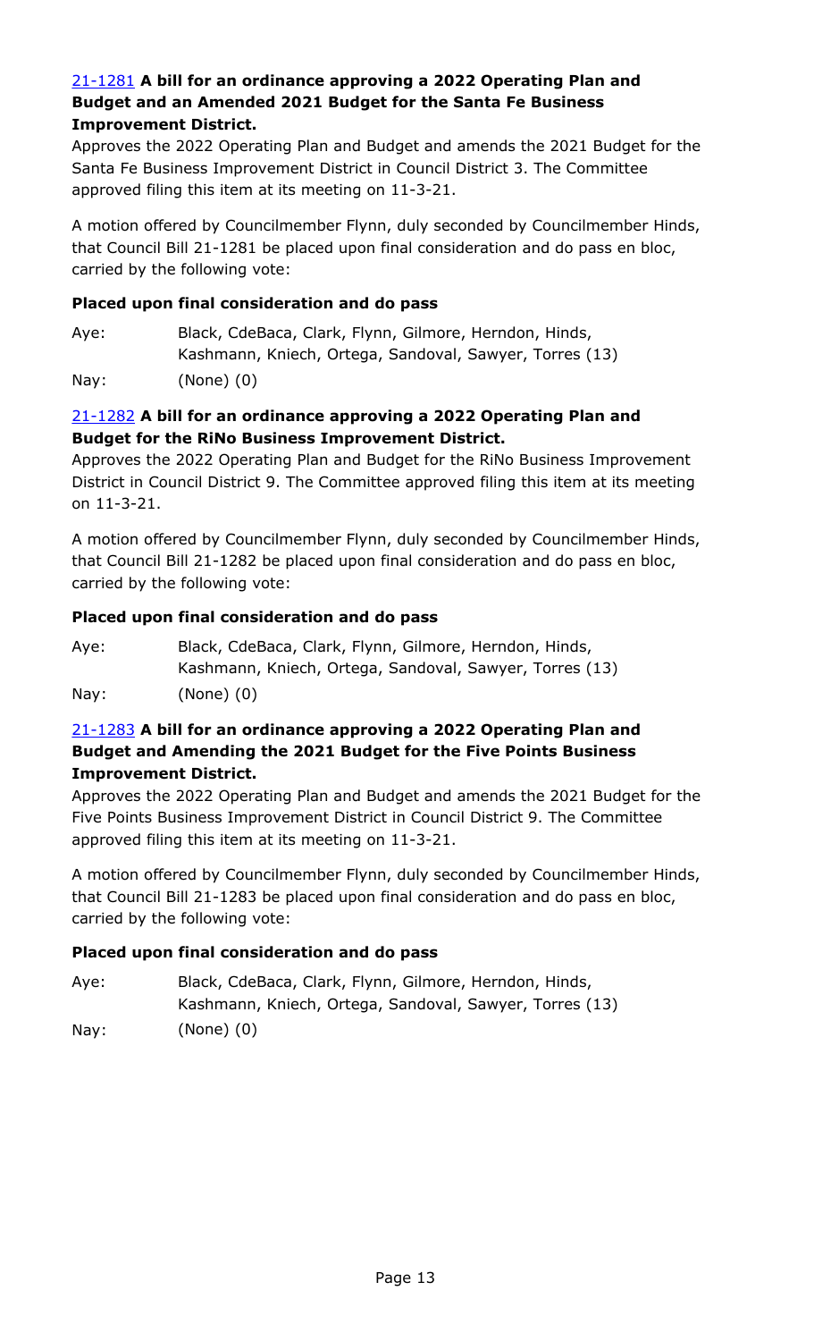**21-1281 A bill for an ordinance approving a 2022 Operating Plan and Budget and an Amended 2021 Budget for the Santa Fe Business Improvement District.**

Approves the 2022 Operating Plan and Budget and amends the 2021 Budget for the Santa Fe Business Improvement District in Council District 3. The Committee approved filing this item at its meeting on 11-3-21.

A motion offered by Councilmember Flynn, duly seconded by Councilmember Hinds, that Council Bill 21-1281 be placed upon final consideration and do pass en bloc, carried by the following vote:

**Placed upon final consideration and do pass**

Aye: Black, CdeBaca, Clark, Flynn, Gilmore, Herndon, Hinds, Kashmann, Kniech, Ortega, Sandoval, Sawyer, Torres (13)

Nay: (None) (0)

**21-1282 A bill for an ordinance approving a 2022 Operating Plan and Budget for the RiNo Business Improvement District.**

Approves the 2022 Operating Plan and Budget for the RiNo Business Improvement District in Council District 9. The Committee approved filing this item at its meeting on 11-3-21.

A motion offered by Councilmember Flynn, duly seconded by Councilmember Hinds, that Council Bill 21-1282 be placed upon final consideration and do pass en bloc, carried by the following vote:

**Placed upon final consideration and do pass**

Aye: Black, CdeBaca, Clark, Flynn, Gilmore, Herndon, Hinds, Kashmann, Kniech, Ortega, Sandoval, Sawyer, Torres (13)

Nay: (None) (0)

**21-1283 A bill for an ordinance approving a 2022 Operating Plan and Budget and Amending the 2021 Budget for the Five Points Business Improvement District.**

Approves the 2022 Operating Plan and Budget and amends the 2021 Budget for the Five Points Business Improvement District in Council District 9. The Committee approved filing this item at its meeting on 11-3-21.

A motion offered by Councilmember Flynn, duly seconded by Councilmember Hinds, that Council Bill 21-1283 be placed upon final consideration and do pass en bloc, carried by the following vote:

**Placed upon final consideration and do pass**

Aye: Black, CdeBaca, Clark, Flynn, Gilmore, Herndon, Hinds, Kashmann, Kniech, Ortega, Sandoval, Sawyer, Torres (13)

Nay: (None) (0)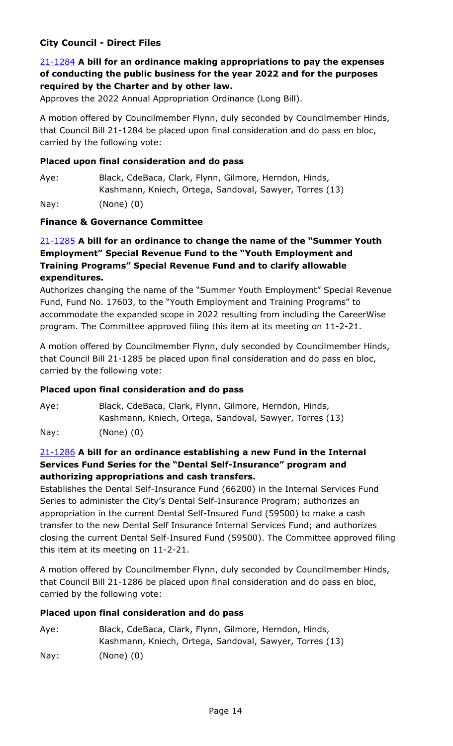### City Council - Direct Files

**21-1284 A bill for an ordinance making appropriations to pay the expenses of conducting the public business for the year 2022 and for the purposes required by the Charter and by other law.**

Approves the 2022 Annual Appropriation Ordinance (Long Bill).

A motion offered by Councilmember Flynn, duly seconded by Councilmember Hinds, that Council Bill 21-1284 be placed upon final consideration and do pass en bloc, carried by the following vote:

**Placed upon final consideration and do pass**

Aye: Black, CdeBaca, Clark, Flynn, Gilmore, Herndon, Hinds, Kashmann, Kniech, Ortega, Sandoval, Sawyer, Torres (13)

Nay: (None) (0)

### Finance & Governance Committee

**21-1285 A bill for an ordinance to change the name of the "Summer Youth Employment" Special Revenue Fund to the "Youth Employment and Training Programs" Special Revenue Fund and to clarify allowable expenditures.**

Authorizes changing the name of the "Summer Youth Employment" Special Revenue Fund, Fund No. 17603, to the "Youth Employment and Training Programs" to accommodate the expanded scope in 2022 resulting from including the CareerWise program. The Committee approved filing this item at its meeting on 11-2-21.

A motion offered by Councilmember Flynn, duly seconded by Councilmember Hinds, that Council Bill 21-1285 be placed upon final consideration and do pass en bloc, carried by the following vote:

**Placed upon final consideration and do pass**

Aye: Black, CdeBaca, Clark, Flynn, Gilmore, Herndon, Hinds, Kashmann, Kniech, Ortega, Sandoval, Sawyer, Torres (13)

Nay: (None) (0)

**21-1286 A bill for an ordinance establishing a new Fund in the Internal Services Fund Series for the "Dental Self-Insurance" program and authorizing appropriations and cash transfers.**

Establishes the Dental Self-Insurance Fund (66200) in the Internal Services Fund Series to administer the City's Dental Self-Insurance Program; authorizes an appropriation in the current Dental Self-Insured Fund (59500) to make a cash transfer to the new Dental Self Insurance Internal Services Fund; and authorizes closing the current Dental Self-Insured Fund (59500). The Committee approved filing this item at its meeting on 11-2-21.

A motion offered by Councilmember Flynn, duly seconded by Councilmember Hinds, that Council Bill 21-1286 be placed upon final consideration and do pass en bloc, carried by the following vote:

**Placed upon final consideration and do pass**

Aye: Black, CdeBaca, Clark, Flynn, Gilmore, Herndon, Hinds, Kashmann, Kniech, Ortega, Sandoval, Sawyer, Torres (13)

Nay: (None) (0)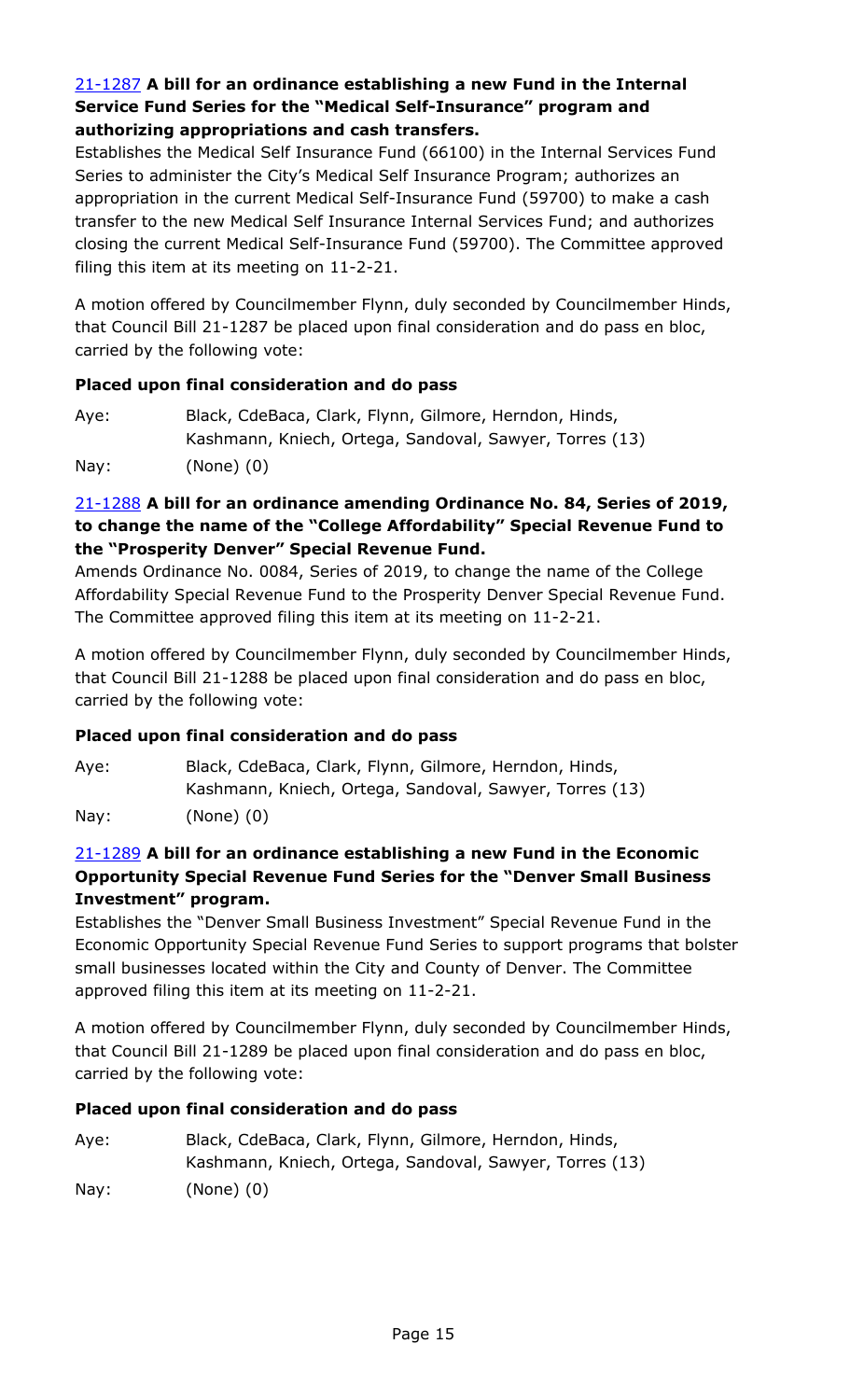[21-1287](#) **A bill for an ordinance establishing a new Fund in the Internal Service Fund Series for the "Medical Self-Insurance" program and authorizing appropriations and cash transfers.**

Establishes the Medical Self Insurance Fund (66100) in the Internal Services Fund Series to administer the City's Medical Self Insurance Program; authorizes an appropriation in the current Medical Self-Insurance Fund (59700) to make a cash transfer to the new Medical Self Insurance Internal Services Fund; and authorizes closing the current Medical Self-Insurance Fund (59700). The Committee approved filing this item at its meeting on 11-2-21.

A motion offered by Councilmember Flynn, duly seconded by Councilmember Hinds, that Council Bill 21-1287 be placed upon final consideration and do pass en bloc, carried by the following vote:

**Placed upon final consideration and do pass**

Aye: Black, CdeBaca, Clark, Flynn, Gilmore, Herndon, Hinds, Kashmann, Kniech, Ortega, Sandoval, Sawyer, Torres (13)

Nay: (None) (0)

[21-1288](#) **A bill for an ordinance amending Ordinance No. 84, Series of 2019, to change the name of the "College Affordability" Special Revenue Fund to the "Prosperity Denver" Special Revenue Fund.**

Amends Ordinance No. 0084, Series of 2019, to change the name of the College Affordability Special Revenue Fund to the Prosperity Denver Special Revenue Fund. The Committee approved filing this item at its meeting on 11-2-21.

A motion offered by Councilmember Flynn, duly seconded by Councilmember Hinds, that Council Bill 21-1288 be placed upon final consideration and do pass en bloc, carried by the following vote:

**Placed upon final consideration and do pass**

Aye: Black, CdeBaca, Clark, Flynn, Gilmore, Herndon, Hinds, Kashmann, Kniech, Ortega, Sandoval, Sawyer, Torres (13)

Nay: (None) (0)

[21-1289](#) **A bill for an ordinance establishing a new Fund in the Economic Opportunity Special Revenue Fund Series for the "Denver Small Business Investment" program.**

Establishes the "Denver Small Business Investment" Special Revenue Fund in the Economic Opportunity Special Revenue Fund Series to support programs that bolster small businesses located within the City and County of Denver. The Committee approved filing this item at its meeting on 11-2-21.

A motion offered by Councilmember Flynn, duly seconded by Councilmember Hinds, that Council Bill 21-1289 be placed upon final consideration and do pass en bloc, carried by the following vote:

**Placed upon final consideration and do pass**

Aye: Black, CdeBaca, Clark, Flynn, Gilmore, Herndon, Hinds, Kashmann, Kniech, Ortega, Sandoval, Sawyer, Torres (13)

Nay: (None) (0)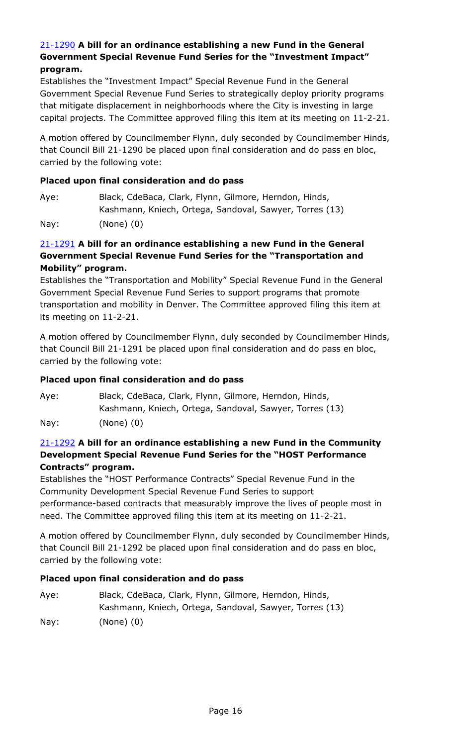[21-1290](21-1290) **A bill for an ordinance establishing a new Fund in the General Government Special Revenue Fund Series for the "Investment Impact" program.**

Establishes the "Investment Impact" Special Revenue Fund in the General Government Special Revenue Fund Series to strategically deploy priority programs that mitigate displacement in neighborhoods where the City is investing in large capital projects. The Committee approved filing this item at its meeting on 11-2-21.

A motion offered by Councilmember Flynn, duly seconded by Councilmember Hinds, that Council Bill 21-1290 be placed upon final consideration and do pass en bloc, carried by the following vote:

**Placed upon final consideration and do pass**

| | |
|---|---|
| Aye: | Black, CdeBaca, Clark, Flynn, Gilmore, Herndon, Hinds, Kashmann, Kniech, Ortega, Sandoval, Sawyer, Torres (13) |
| Nay: | (None) (0) |

[21-1291](21-1291) **A bill for an ordinance establishing a new Fund in the General Government Special Revenue Fund Series for the "Transportation and Mobility" program.**

Establishes the "Transportation and Mobility" Special Revenue Fund in the General Government Special Revenue Fund Series to support programs that promote transportation and mobility in Denver. The Committee approved filing this item at its meeting on 11-2-21.

A motion offered by Councilmember Flynn, duly seconded by Councilmember Hinds, that Council Bill 21-1291 be placed upon final consideration and do pass en bloc, carried by the following vote:

**Placed upon final consideration and do pass**

| | |
|---|---|
| Aye: | Black, CdeBaca, Clark, Flynn, Gilmore, Herndon, Hinds, Kashmann, Kniech, Ortega, Sandoval, Sawyer, Torres (13) |
| Nay: | (None) (0) |

[21-1292](21-1292) **A bill for an ordinance establishing a new Fund in the Community Development Special Revenue Fund Series for the "HOST Performance Contracts" program.**

Establishes the "HOST Performance Contracts" Special Revenue Fund in the Community Development Special Revenue Fund Series to support performance-based contracts that measurably improve the lives of people most in need. The Committee approved filing this item at its meeting on 11-2-21.

A motion offered by Councilmember Flynn, duly seconded by Councilmember Hinds, that Council Bill 21-1292 be placed upon final consideration and do pass en bloc, carried by the following vote:

**Placed upon final consideration and do pass**

| | |
|---|---|
| Aye: | Black, CdeBaca, Clark, Flynn, Gilmore, Herndon, Hinds, Kashmann, Kniech, Ortega, Sandoval, Sawyer, Torres (13) |
| Nay: | (None) (0) |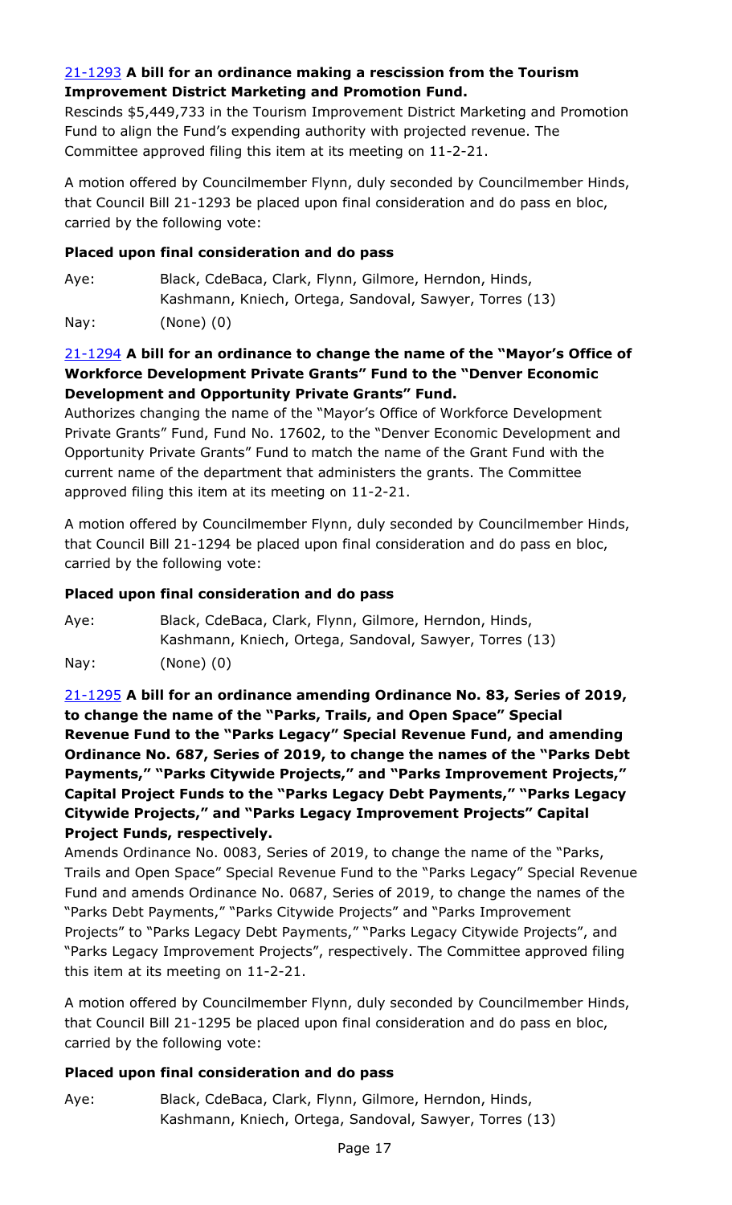[21-1293](#) **A bill for an ordinance making a rescission from the Tourism Improvement District Marketing and Promotion Fund.**

Rescinds $5,449,733 in the Tourism Improvement District Marketing and Promotion Fund to align the Fund's expending authority with projected revenue. The Committee approved filing this item at its meeting on 11-2-21.

A motion offered by Councilmember Flynn, duly seconded by Councilmember Hinds, that Council Bill 21-1293 be placed upon final consideration and do pass en bloc, carried by the following vote:

**Placed upon final consideration and do pass**

Aye: Black, CdeBaca, Clark, Flynn, Gilmore, Herndon, Hinds, Kashmann, Kniech, Ortega, Sandoval, Sawyer, Torres (13)

Nay: (None) (0)

[21-1294](#) **A bill for an ordinance to change the name of the "Mayor's Office of Workforce Development Private Grants" Fund to the "Denver Economic Development and Opportunity Private Grants" Fund.**

Authorizes changing the name of the "Mayor's Office of Workforce Development Private Grants" Fund, Fund No. 17602, to the "Denver Economic Development and Opportunity Private Grants" Fund to match the name of the Grant Fund with the current name of the department that administers the grants. The Committee approved filing this item at its meeting on 11-2-21.

A motion offered by Councilmember Flynn, duly seconded by Councilmember Hinds, that Council Bill 21-1294 be placed upon final consideration and do pass en bloc, carried by the following vote:

**Placed upon final consideration and do pass**

Aye: Black, CdeBaca, Clark, Flynn, Gilmore, Herndon, Hinds, Kashmann, Kniech, Ortega, Sandoval, Sawyer, Torres (13)

Nay: (None) (0)

[21-1295](#) **A bill for an ordinance amending Ordinance No. 83, Series of 2019, to change the name of the "Parks, Trails, and Open Space" Special Revenue Fund to the "Parks Legacy" Special Revenue Fund, and amending Ordinance No. 687, Series of 2019, to change the names of the "Parks Debt Payments," "Parks Citywide Projects," and "Parks Improvement Projects," Capital Project Funds to the "Parks Legacy Debt Payments," "Parks Legacy Citywide Projects," and "Parks Legacy Improvement Projects" Capital Project Funds, respectively.**

Amends Ordinance No. 0083, Series of 2019, to change the name of the "Parks, Trails and Open Space" Special Revenue Fund to the "Parks Legacy" Special Revenue Fund and amends Ordinance No. 0687, Series of 2019, to change the names of the "Parks Debt Payments," "Parks Citywide Projects" and "Parks Improvement Projects" to "Parks Legacy Debt Payments," "Parks Legacy Citywide Projects", and "Parks Legacy Improvement Projects", respectively. The Committee approved filing this item at its meeting on 11-2-21.

A motion offered by Councilmember Flynn, duly seconded by Councilmember Hinds, that Council Bill 21-1295 be placed upon final consideration and do pass en bloc, carried by the following vote:

**Placed upon final consideration and do pass**

Aye: Black, CdeBaca, Clark, Flynn, Gilmore, Herndon, Hinds, Kashmann, Kniech, Ortega, Sandoval, Sawyer, Torres (13)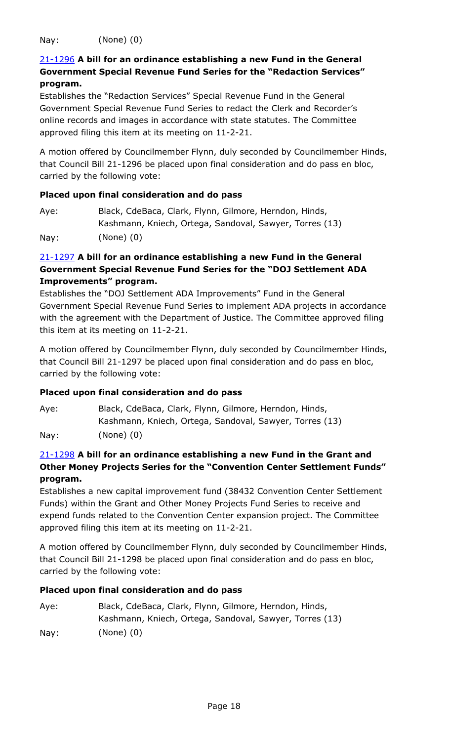Nay: (None) (0)

**21-1296 A bill for an ordinance establishing a new Fund in the General Government Special Revenue Fund Series for the "Redaction Services" program.**

Establishes the "Redaction Services" Special Revenue Fund in the General Government Special Revenue Fund Series to redact the Clerk and Recorder's online records and images in accordance with state statutes. The Committee approved filing this item at its meeting on 11-2-21.

A motion offered by Councilmember Flynn, duly seconded by Councilmember Hinds, that Council Bill 21-1296 be placed upon final consideration and do pass en bloc, carried by the following vote:

**Placed upon final consideration and do pass**

Aye: Black, CdeBaca, Clark, Flynn, Gilmore, Herndon, Hinds, Kashmann, Kniech, Ortega, Sandoval, Sawyer, Torres (13)

Nay: (None) (0)

**21-1297 A bill for an ordinance establishing a new Fund in the General Government Special Revenue Fund Series for the "DOJ Settlement ADA Improvements" program.**

Establishes the "DOJ Settlement ADA Improvements" Fund in the General Government Special Revenue Fund Series to implement ADA projects in accordance with the agreement with the Department of Justice. The Committee approved filing this item at its meeting on 11-2-21.

A motion offered by Councilmember Flynn, duly seconded by Councilmember Hinds, that Council Bill 21-1297 be placed upon final consideration and do pass en bloc, carried by the following vote:

**Placed upon final consideration and do pass**

Aye: Black, CdeBaca, Clark, Flynn, Gilmore, Herndon, Hinds, Kashmann, Kniech, Ortega, Sandoval, Sawyer, Torres (13)

Nay: (None) (0)

**21-1298 A bill for an ordinance establishing a new Fund in the Grant and Other Money Projects Series for the "Convention Center Settlement Funds" program.**

Establishes a new capital improvement fund (38432 Convention Center Settlement Funds) within the Grant and Other Money Projects Fund Series to receive and expend funds related to the Convention Center expansion project. The Committee approved filing this item at its meeting on 11-2-21.

A motion offered by Councilmember Flynn, duly seconded by Councilmember Hinds, that Council Bill 21-1298 be placed upon final consideration and do pass en bloc, carried by the following vote:

**Placed upon final consideration and do pass**

Aye: Black, CdeBaca, Clark, Flynn, Gilmore, Herndon, Hinds, Kashmann, Kniech, Ortega, Sandoval, Sawyer, Torres (13)

Nay: (None) (0)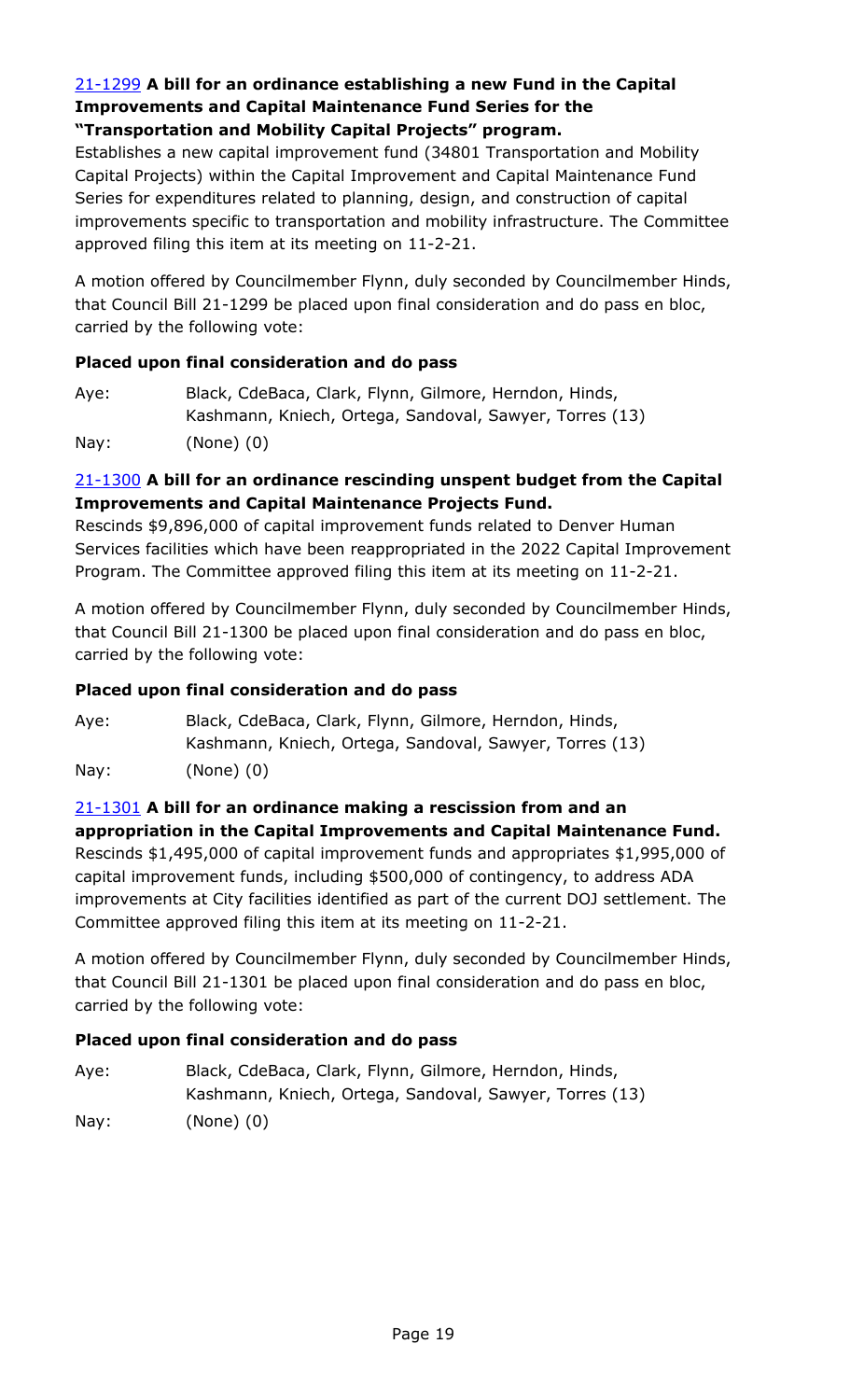[21-1299](#) **A bill for an ordinance establishing a new Fund in the Capital Improvements and Capital Maintenance Fund Series for the "Transportation and Mobility Capital Projects" program.**

Establishes a new capital improvement fund (34801 Transportation and Mobility Capital Projects) within the Capital Improvement and Capital Maintenance Fund Series for expenditures related to planning, design, and construction of capital improvements specific to transportation and mobility infrastructure. The Committee approved filing this item at its meeting on 11-2-21.

A motion offered by Councilmember Flynn, duly seconded by Councilmember Hinds, that Council Bill 21-1299 be placed upon final consideration and do pass en bloc, carried by the following vote:

**Placed upon final consideration and do pass**

Aye: Black, CdeBaca, Clark, Flynn, Gilmore, Herndon, Hinds, Kashmann, Kniech, Ortega, Sandoval, Sawyer, Torres (13)

Nay: (None) (0)

[21-1300](#) **A bill for an ordinance rescinding unspent budget from the Capital Improvements and Capital Maintenance Projects Fund.**

Rescinds $9,896,000 of capital improvement funds related to Denver Human Services facilities which have been reappropriated in the 2022 Capital Improvement Program. The Committee approved filing this item at its meeting on 11-2-21.

A motion offered by Councilmember Flynn, duly seconded by Councilmember Hinds, that Council Bill 21-1300 be placed upon final consideration and do pass en bloc, carried by the following vote:

**Placed upon final consideration and do pass**

Aye: Black, CdeBaca, Clark, Flynn, Gilmore, Herndon, Hinds, Kashmann, Kniech, Ortega, Sandoval, Sawyer, Torres (13)

Nay: (None) (0)

[21-1301](#) **A bill for an ordinance making a rescission from and an appropriation in the Capital Improvements and Capital Maintenance Fund.**

Rescinds $1,495,000 of capital improvement funds and appropriates $1,995,000 of capital improvement funds, including $500,000 of contingency, to address ADA improvements at City facilities identified as part of the current DOJ settlement. The Committee approved filing this item at its meeting on 11-2-21.

A motion offered by Councilmember Flynn, duly seconded by Councilmember Hinds, that Council Bill 21-1301 be placed upon final consideration and do pass en bloc, carried by the following vote:

**Placed upon final consideration and do pass**

Aye: Black, CdeBaca, Clark, Flynn, Gilmore, Herndon, Hinds, Kashmann, Kniech, Ortega, Sandoval, Sawyer, Torres (13)

Nay: (None) (0)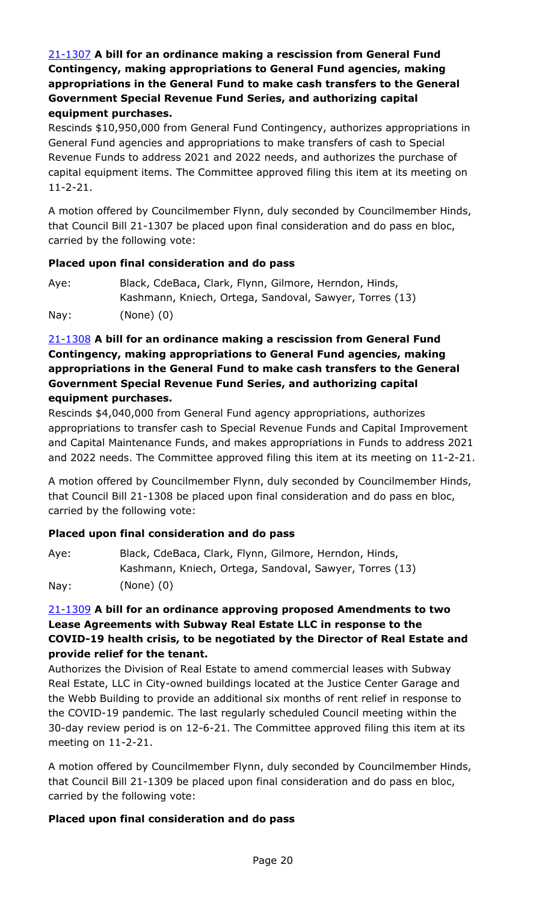[21-1307](#) **A bill for an ordinance making a rescission from General Fund Contingency, making appropriations to General Fund agencies, making appropriations in the General Fund to make cash transfers to the General Government Special Revenue Fund Series, and authorizing capital equipment purchases.**

Rescinds $10,950,000 from General Fund Contingency, authorizes appropriations in General Fund agencies and appropriations to make transfers of cash to Special Revenue Funds to address 2021 and 2022 needs, and authorizes the purchase of capital equipment items. The Committee approved filing this item at its meeting on 11-2-21.

A motion offered by Councilmember Flynn, duly seconded by Councilmember Hinds, that Council Bill 21-1307 be placed upon final consideration and do pass en bloc, carried by the following vote:

**Placed upon final consideration and do pass**

Aye: Black, CdeBaca, Clark, Flynn, Gilmore, Herndon, Hinds, Kashmann, Kniech, Ortega, Sandoval, Sawyer, Torres (13)

Nay: (None) (0)

[21-1308](#) **A bill for an ordinance making a rescission from General Fund Contingency, making appropriations to General Fund agencies, making appropriations in the General Fund to make cash transfers to the General Government Special Revenue Fund Series, and authorizing capital equipment purchases.**

Rescinds $4,040,000 from General Fund agency appropriations, authorizes appropriations to transfer cash to Special Revenue Funds and Capital Improvement and Capital Maintenance Funds, and makes appropriations in Funds to address 2021 and 2022 needs. The Committee approved filing this item at its meeting on 11-2-21.

A motion offered by Councilmember Flynn, duly seconded by Councilmember Hinds, that Council Bill 21-1308 be placed upon final consideration and do pass en bloc, carried by the following vote:

**Placed upon final consideration and do pass**

Aye: Black, CdeBaca, Clark, Flynn, Gilmore, Herndon, Hinds, Kashmann, Kniech, Ortega, Sandoval, Sawyer, Torres (13)

Nay: (None) (0)

[21-1309](#) **A bill for an ordinance approving proposed Amendments to two Lease Agreements with Subway Real Estate LLC in response to the COVID-19 health crisis, to be negotiated by the Director of Real Estate and provide relief for the tenant.**

Authorizes the Division of Real Estate to amend commercial leases with Subway Real Estate, LLC in City-owned buildings located at the Justice Center Garage and the Webb Building to provide an additional six months of rent relief in response to the COVID-19 pandemic. The last regularly scheduled Council meeting within the 30-day review period is on 12-6-21. The Committee approved filing this item at its meeting on 11-2-21.

A motion offered by Councilmember Flynn, duly seconded by Councilmember Hinds, that Council Bill 21-1309 be placed upon final consideration and do pass en bloc, carried by the following vote:

**Placed upon final consideration and do pass**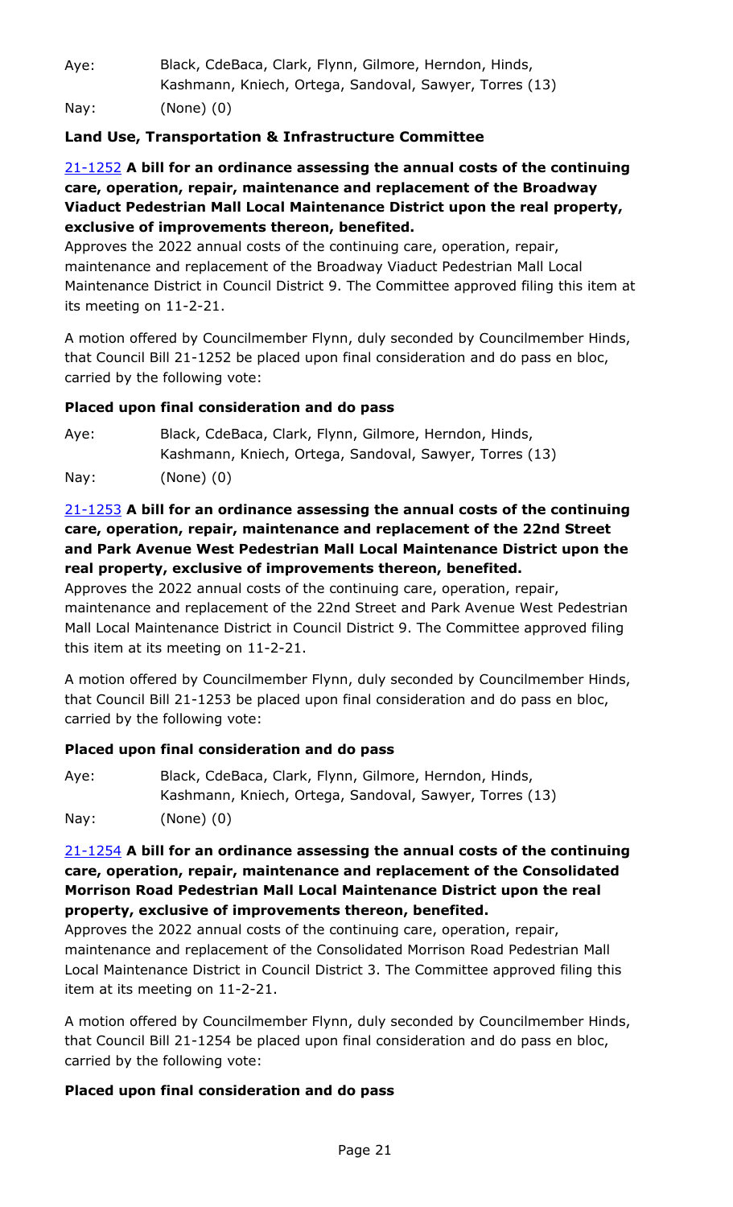Aye: Black, CdeBaca, Clark, Flynn, Gilmore, Herndon, Hinds, Kashmann, Kniech, Ortega, Sandoval, Sawyer, Torres (13)

Nay: (None) (0)

### Land Use, Transportation & Infrastructure Committee

**[21-1252](#) A bill for an ordinance assessing the annual costs of the continuing care, operation, repair, maintenance and replacement of the Broadway Viaduct Pedestrian Mall Local Maintenance District upon the real property, exclusive of improvements thereon, benefited.**

Approves the 2022 annual costs of the continuing care, operation, repair, maintenance and replacement of the Broadway Viaduct Pedestrian Mall Local Maintenance District in Council District 9. The Committee approved filing this item at its meeting on 11-2-21.

A motion offered by Councilmember Flynn, duly seconded by Councilmember Hinds, that Council Bill 21-1252 be placed upon final consideration and do pass en bloc, carried by the following vote:

**Placed upon final consideration and do pass**

Aye: Black, CdeBaca, Clark, Flynn, Gilmore, Herndon, Hinds, Kashmann, Kniech, Ortega, Sandoval, Sawyer, Torres (13)

Nay: (None) (0)

**[21-1253](#) A bill for an ordinance assessing the annual costs of the continuing care, operation, repair, maintenance and replacement of the 22nd Street and Park Avenue West Pedestrian Mall Local Maintenance District upon the real property, exclusive of improvements thereon, benefited.**

Approves the 2022 annual costs of the continuing care, operation, repair, maintenance and replacement of the 22nd Street and Park Avenue West Pedestrian Mall Local Maintenance District in Council District 9. The Committee approved filing this item at its meeting on 11-2-21.

A motion offered by Councilmember Flynn, duly seconded by Councilmember Hinds, that Council Bill 21-1253 be placed upon final consideration and do pass en bloc, carried by the following vote:

**Placed upon final consideration and do pass**

Aye: Black, CdeBaca, Clark, Flynn, Gilmore, Herndon, Hinds, Kashmann, Kniech, Ortega, Sandoval, Sawyer, Torres (13)

Nay: (None) (0)

**[21-1254](#) A bill for an ordinance assessing the annual costs of the continuing care, operation, repair, maintenance and replacement of the Consolidated Morrison Road Pedestrian Mall Local Maintenance District upon the real property, exclusive of improvements thereon, benefited.**

Approves the 2022 annual costs of the continuing care, operation, repair, maintenance and replacement of the Consolidated Morrison Road Pedestrian Mall Local Maintenance District in Council District 3. The Committee approved filing this item at its meeting on 11-2-21.

A motion offered by Councilmember Flynn, duly seconded by Councilmember Hinds, that Council Bill 21-1254 be placed upon final consideration and do pass en bloc, carried by the following vote:

**Placed upon final consideration and do pass**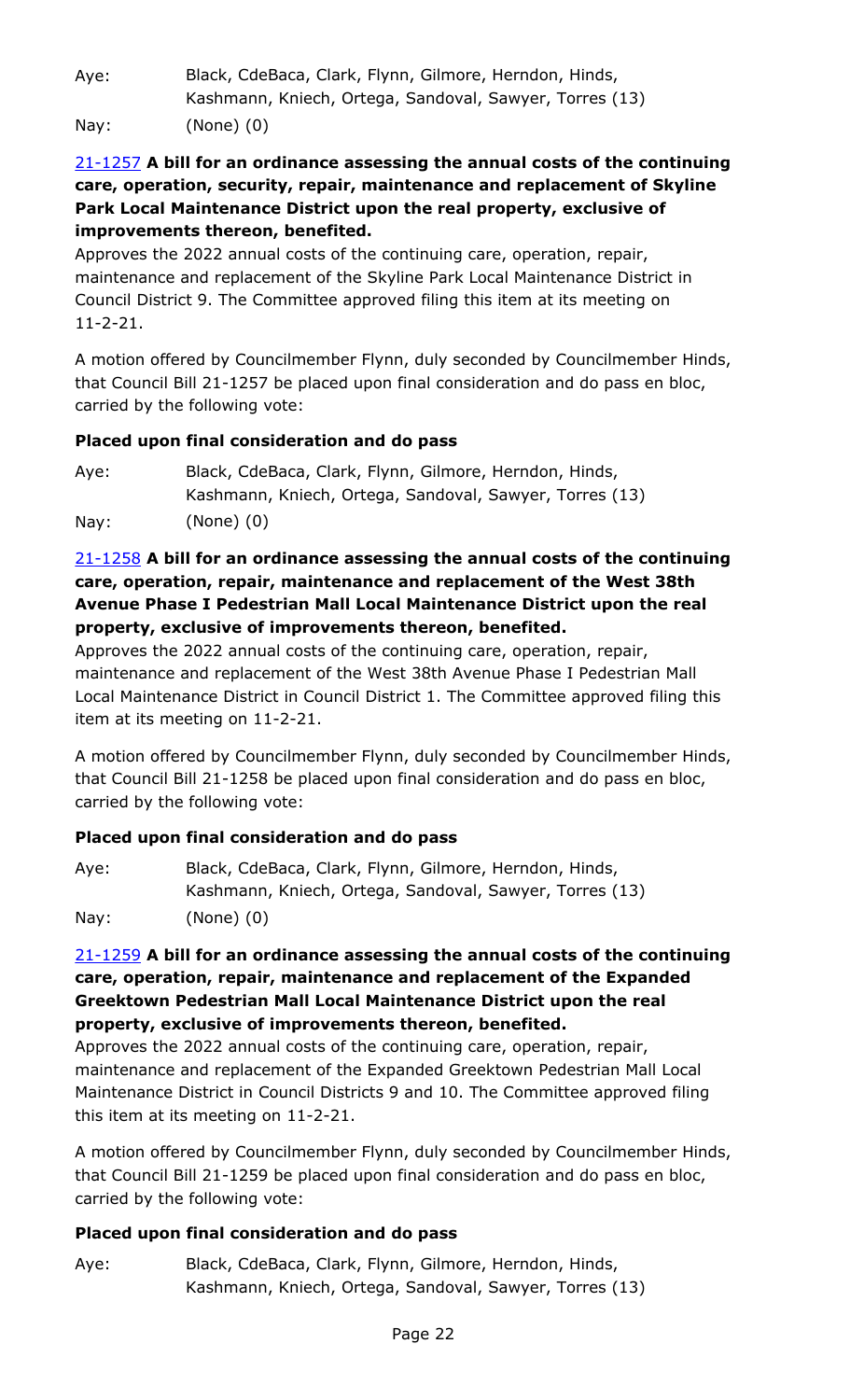Aye: Black, CdeBaca, Clark, Flynn, Gilmore, Herndon, Hinds, Kashmann, Kniech, Ortega, Sandoval, Sawyer, Torres (13)

Nay: (None) (0)

[21-1257] **A bill for an ordinance assessing the annual costs of the continuing care, operation, security, repair, maintenance and replacement of Skyline Park Local Maintenance District upon the real property, exclusive of improvements thereon, benefited.**

Approves the 2022 annual costs of the continuing care, operation, repair, maintenance and replacement of the Skyline Park Local Maintenance District in Council District 9. The Committee approved filing this item at its meeting on 11-2-21.

A motion offered by Councilmember Flynn, duly seconded by Councilmember Hinds, that Council Bill 21-1257 be placed upon final consideration and do pass en bloc, carried by the following vote:

**Placed upon final consideration and do pass**

Aye: Black, CdeBaca, Clark, Flynn, Gilmore, Herndon, Hinds, Kashmann, Kniech, Ortega, Sandoval, Sawyer, Torres (13)

Nay: (None) (0)

[21-1258] **A bill for an ordinance assessing the annual costs of the continuing care, operation, repair, maintenance and replacement of the West 38th Avenue Phase I Pedestrian Mall Local Maintenance District upon the real property, exclusive of improvements thereon, benefited.**

Approves the 2022 annual costs of the continuing care, operation, repair, maintenance and replacement of the West 38th Avenue Phase I Pedestrian Mall Local Maintenance District in Council District 1. The Committee approved filing this item at its meeting on 11-2-21.

A motion offered by Councilmember Flynn, duly seconded by Councilmember Hinds, that Council Bill 21-1258 be placed upon final consideration and do pass en bloc, carried by the following vote:

**Placed upon final consideration and do pass**

Aye: Black, CdeBaca, Clark, Flynn, Gilmore, Herndon, Hinds, Kashmann, Kniech, Ortega, Sandoval, Sawyer, Torres (13)

Nay: (None) (0)

[21-1259] **A bill for an ordinance assessing the annual costs of the continuing care, operation, repair, maintenance and replacement of the Expanded Greektown Pedestrian Mall Local Maintenance District upon the real property, exclusive of improvements thereon, benefited.**

Approves the 2022 annual costs of the continuing care, operation, repair, maintenance and replacement of the Expanded Greektown Pedestrian Mall Local Maintenance District in Council Districts 9 and 10. The Committee approved filing this item at its meeting on 11-2-21.

A motion offered by Councilmember Flynn, duly seconded by Councilmember Hinds, that Council Bill 21-1259 be placed upon final consideration and do pass en bloc, carried by the following vote:

**Placed upon final consideration and do pass**

Aye: Black, CdeBaca, Clark, Flynn, Gilmore, Herndon, Hinds, Kashmann, Kniech, Ortega, Sandoval, Sawyer, Torres (13)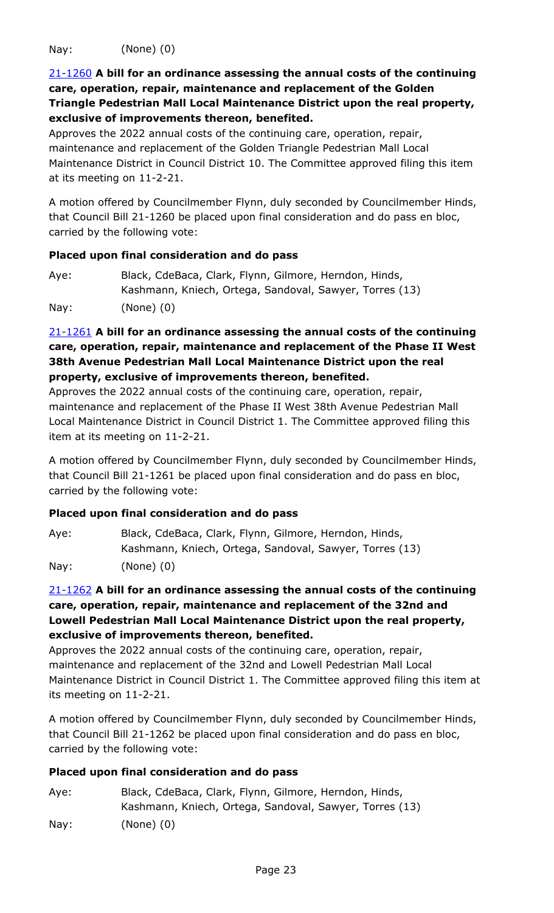Nay: (None) (0)

[21-1260](#) **A bill for an ordinance assessing the annual costs of the continuing care, operation, repair, maintenance and replacement of the Golden Triangle Pedestrian Mall Local Maintenance District upon the real property, exclusive of improvements thereon, benefited.**

Approves the 2022 annual costs of the continuing care, operation, repair, maintenance and replacement of the Golden Triangle Pedestrian Mall Local Maintenance District in Council District 10. The Committee approved filing this item at its meeting on 11-2-21.

A motion offered by Councilmember Flynn, duly seconded by Councilmember Hinds, that Council Bill 21-1260 be placed upon final consideration and do pass en bloc, carried by the following vote:

**Placed upon final consideration and do pass**

Aye: Black, CdeBaca, Clark, Flynn, Gilmore, Herndon, Hinds, Kashmann, Kniech, Ortega, Sandoval, Sawyer, Torres (13)

Nay: (None) (0)

[21-1261](#) **A bill for an ordinance assessing the annual costs of the continuing care, operation, repair, maintenance and replacement of the Phase II West 38th Avenue Pedestrian Mall Local Maintenance District upon the real property, exclusive of improvements thereon, benefited.**

Approves the 2022 annual costs of the continuing care, operation, repair, maintenance and replacement of the Phase II West 38th Avenue Pedestrian Mall Local Maintenance District in Council District 1. The Committee approved filing this item at its meeting on 11-2-21.

A motion offered by Councilmember Flynn, duly seconded by Councilmember Hinds, that Council Bill 21-1261 be placed upon final consideration and do pass en bloc, carried by the following vote:

**Placed upon final consideration and do pass**

Aye: Black, CdeBaca, Clark, Flynn, Gilmore, Herndon, Hinds, Kashmann, Kniech, Ortega, Sandoval, Sawyer, Torres (13)

Nay: (None) (0)

[21-1262](#) **A bill for an ordinance assessing the annual costs of the continuing care, operation, repair, maintenance and replacement of the 32nd and Lowell Pedestrian Mall Local Maintenance District upon the real property, exclusive of improvements thereon, benefited.**

Approves the 2022 annual costs of the continuing care, operation, repair, maintenance and replacement of the 32nd and Lowell Pedestrian Mall Local Maintenance District in Council District 1. The Committee approved filing this item at its meeting on 11-2-21.

A motion offered by Councilmember Flynn, duly seconded by Councilmember Hinds, that Council Bill 21-1262 be placed upon final consideration and do pass en bloc, carried by the following vote:

**Placed upon final consideration and do pass**

Aye: Black, CdeBaca, Clark, Flynn, Gilmore, Herndon, Hinds, Kashmann, Kniech, Ortega, Sandoval, Sawyer, Torres (13)

Nay: (None) (0)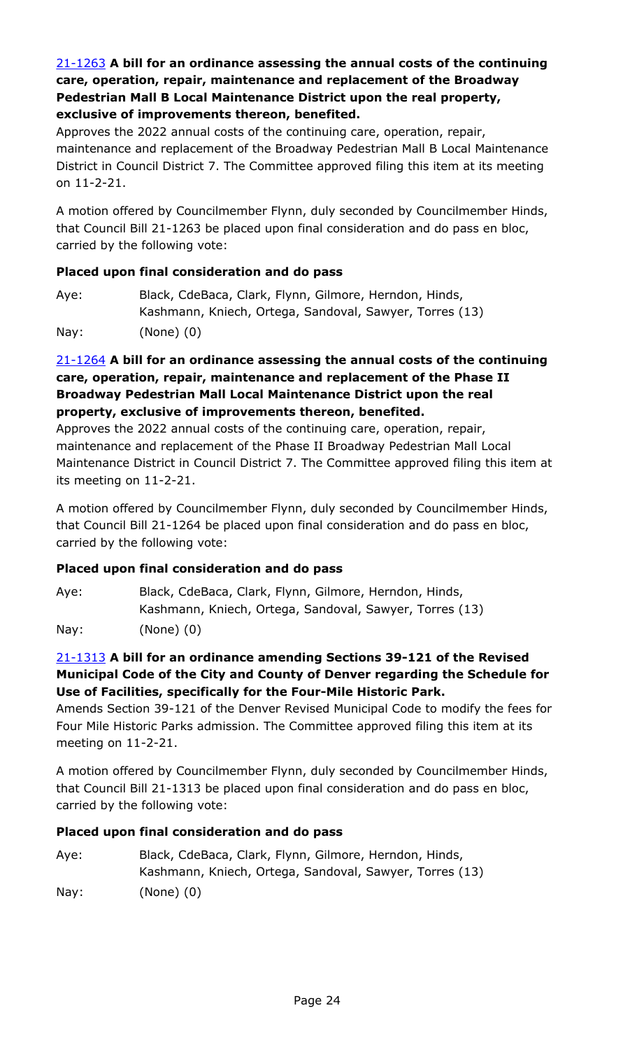[21-1263](#) **A bill for an ordinance assessing the annual costs of the continuing care, operation, repair, maintenance and replacement of the Broadway Pedestrian Mall B Local Maintenance District upon the real property, exclusive of improvements thereon, benefited.**

Approves the 2022 annual costs of the continuing care, operation, repair, maintenance and replacement of the Broadway Pedestrian Mall B Local Maintenance District in Council District 7. The Committee approved filing this item at its meeting on 11-2-21.

A motion offered by Councilmember Flynn, duly seconded by Councilmember Hinds, that Council Bill 21-1263 be placed upon final consideration and do pass en bloc, carried by the following vote:

**Placed upon final consideration and do pass**

Aye: Black, CdeBaca, Clark, Flynn, Gilmore, Herndon, Hinds, Kashmann, Kniech, Ortega, Sandoval, Sawyer, Torres (13)

Nay: (None) (0)

[21-1264](#) **A bill for an ordinance assessing the annual costs of the continuing care, operation, repair, maintenance and replacement of the Phase II Broadway Pedestrian Mall Local Maintenance District upon the real property, exclusive of improvements thereon, benefited.**

Approves the 2022 annual costs of the continuing care, operation, repair, maintenance and replacement of the Phase II Broadway Pedestrian Mall Local Maintenance District in Council District 7. The Committee approved filing this item at its meeting on 11-2-21.

A motion offered by Councilmember Flynn, duly seconded by Councilmember Hinds, that Council Bill 21-1264 be placed upon final consideration and do pass en bloc, carried by the following vote:

**Placed upon final consideration and do pass**

Aye: Black, CdeBaca, Clark, Flynn, Gilmore, Herndon, Hinds, Kashmann, Kniech, Ortega, Sandoval, Sawyer, Torres (13)

Nay: (None) (0)

[21-1313](#) **A bill for an ordinance amending Sections 39-121 of the Revised Municipal Code of the City and County of Denver regarding the Schedule for Use of Facilities, specifically for the Four-Mile Historic Park.**

Amends Section 39-121 of the Denver Revised Municipal Code to modify the fees for Four Mile Historic Parks admission. The Committee approved filing this item at its meeting on 11-2-21.

A motion offered by Councilmember Flynn, duly seconded by Councilmember Hinds, that Council Bill 21-1313 be placed upon final consideration and do pass en bloc, carried by the following vote:

**Placed upon final consideration and do pass**

Aye: Black, CdeBaca, Clark, Flynn, Gilmore, Herndon, Hinds, Kashmann, Kniech, Ortega, Sandoval, Sawyer, Torres (13)

Nay: (None) (0)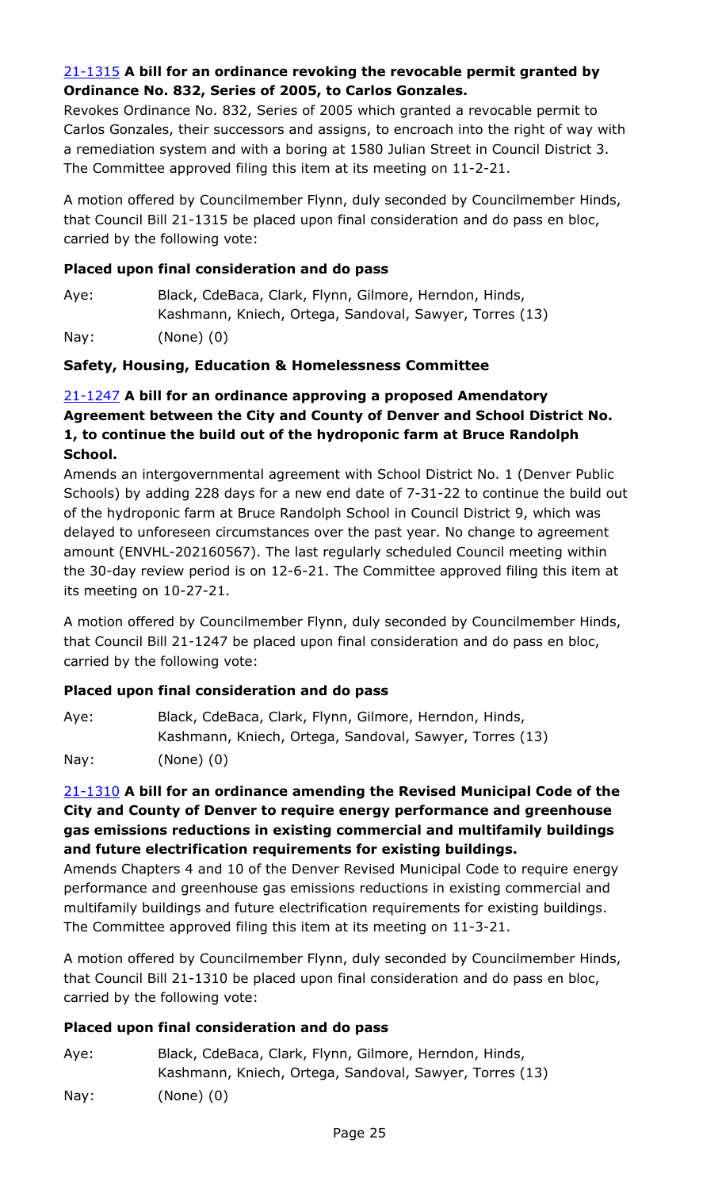**[21-1315](#) A bill for an ordinance revoking the revocable permit granted by Ordinance No. 832, Series of 2005, to Carlos Gonzales.**

Revokes Ordinance No. 832, Series of 2005 which granted a revocable permit to Carlos Gonzales, their successors and assigns, to encroach into the right of way with a remediation system and with a boring at 1580 Julian Street in Council District 3. The Committee approved filing this item at its meeting on 11-2-21.

A motion offered by Councilmember Flynn, duly seconded by Councilmember Hinds, that Council Bill 21-1315 be placed upon final consideration and do pass en bloc, carried by the following vote:

**Placed upon final consideration and do pass**

| | |
|---|---|
| Aye: | Black, CdeBaca, Clark, Flynn, Gilmore, Herndon, Hinds, Kashmann, Kniech, Ortega, Sandoval, Sawyer, Torres (13) |
| Nay: | (None) (0) |

**Safety, Housing, Education & Homelessness Committee**

**[21-1247](#) A bill for an ordinance approving a proposed Amendatory Agreement between the City and County of Denver and School District No. 1, to continue the build out of the hydroponic farm at Bruce Randolph School.**

Amends an intergovernmental agreement with School District No. 1 (Denver Public Schools) by adding 228 days for a new end date of 7-31-22 to continue the build out of the hydroponic farm at Bruce Randolph School in Council District 9, which was delayed to unforeseen circumstances over the past year. No change to agreement amount (ENVHL-202160567). The last regularly scheduled Council meeting within the 30-day review period is on 12-6-21. The Committee approved filing this item at its meeting on 10-27-21.

A motion offered by Councilmember Flynn, duly seconded by Councilmember Hinds, that Council Bill 21-1247 be placed upon final consideration and do pass en bloc, carried by the following vote:

**Placed upon final consideration and do pass**

| | |
|---|---|
| Aye: | Black, CdeBaca, Clark, Flynn, Gilmore, Herndon, Hinds, Kashmann, Kniech, Ortega, Sandoval, Sawyer, Torres (13) |
| Nay: | (None) (0) |

**[21-1310](#) A bill for an ordinance amending the Revised Municipal Code of the City and County of Denver to require energy performance and greenhouse gas emissions reductions in existing commercial and multifamily buildings and future electrification requirements for existing buildings.**

Amends Chapters 4 and 10 of the Denver Revised Municipal Code to require energy performance and greenhouse gas emissions reductions in existing commercial and multifamily buildings and future electrification requirements for existing buildings. The Committee approved filing this item at its meeting on 11-3-21.

A motion offered by Councilmember Flynn, duly seconded by Councilmember Hinds, that Council Bill 21-1310 be placed upon final consideration and do pass en bloc, carried by the following vote:

**Placed upon final consideration and do pass**

| | |
|---|---|
| Aye: | Black, CdeBaca, Clark, Flynn, Gilmore, Herndon, Hinds, Kashmann, Kniech, Ortega, Sandoval, Sawyer, Torres (13) |
| Nay: | (None) (0) |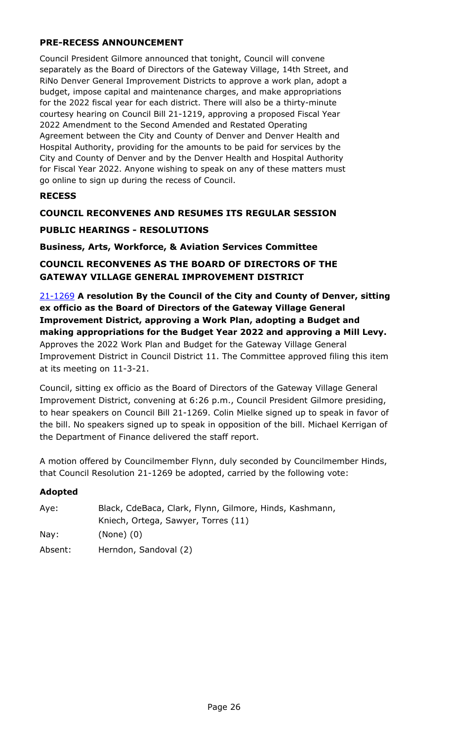### PRE-RECESS ANNOUNCEMENT

Council President Gilmore announced that tonight, Council will convene separately as the Board of Directors of the Gateway Village, 14th Street, and RiNo Denver General Improvement Districts to approve a work plan, adopt a budget, impose capital and maintenance charges, and make appropriations for the 2022 fiscal year for each district. There will also be a thirty-minute courtesy hearing on Council Bill 21-1219, approving a proposed Fiscal Year 2022 Amendment to the Second Amended and Restated Operating Agreement between the City and County of Denver and Denver Health and Hospital Authority, providing for the amounts to be paid for services by the City and County of Denver and by the Denver Health and Hospital Authority for Fiscal Year 2022. Anyone wishing to speak on any of these matters must go online to sign up during the recess of Council.

### RECESS

### COUNCIL RECONVENES AND RESUMES ITS REGULAR SESSION

### PUBLIC HEARINGS - RESOLUTIONS

#### Business, Arts, Workforce, & Aviation Services Committee

### COUNCIL RECONVENES AS THE BOARD OF DIRECTORS OF THE GATEWAY VILLAGE GENERAL IMPROVEMENT DISTRICT

21-1269 **A resolution By the Council of the City and County of Denver, sitting ex officio as the Board of Directors of the Gateway Village General Improvement District, approving a Work Plan, adopting a Budget and making appropriations for the Budget Year 2022 and approving a Mill Levy.**
Approves the 2022 Work Plan and Budget for the Gateway Village General Improvement District in Council District 11. The Committee approved filing this item at its meeting on 11-3-21.

Council, sitting ex officio as the Board of Directors of the Gateway Village General Improvement District, convening at 6:26 p.m., Council President Gilmore presiding, to hear speakers on Council Bill 21-1269. Colin Mielke signed up to speak in favor of the bill. No speakers signed up to speak in opposition of the bill. Michael Kerrigan of the Department of Finance delivered the staff report.

A motion offered by Councilmember Flynn, duly seconded by Councilmember Hinds, that Council Resolution 21-1269 be adopted, carried by the following vote:

**Adopted**

| | |
|---|---|
| Aye: | Black, CdeBaca, Clark, Flynn, Gilmore, Hinds, Kashmann, Kniech, Ortega, Sawyer, Torres (11) |
| Nay: | (None) (0) |
| Absent: | Herndon, Sandoval (2) |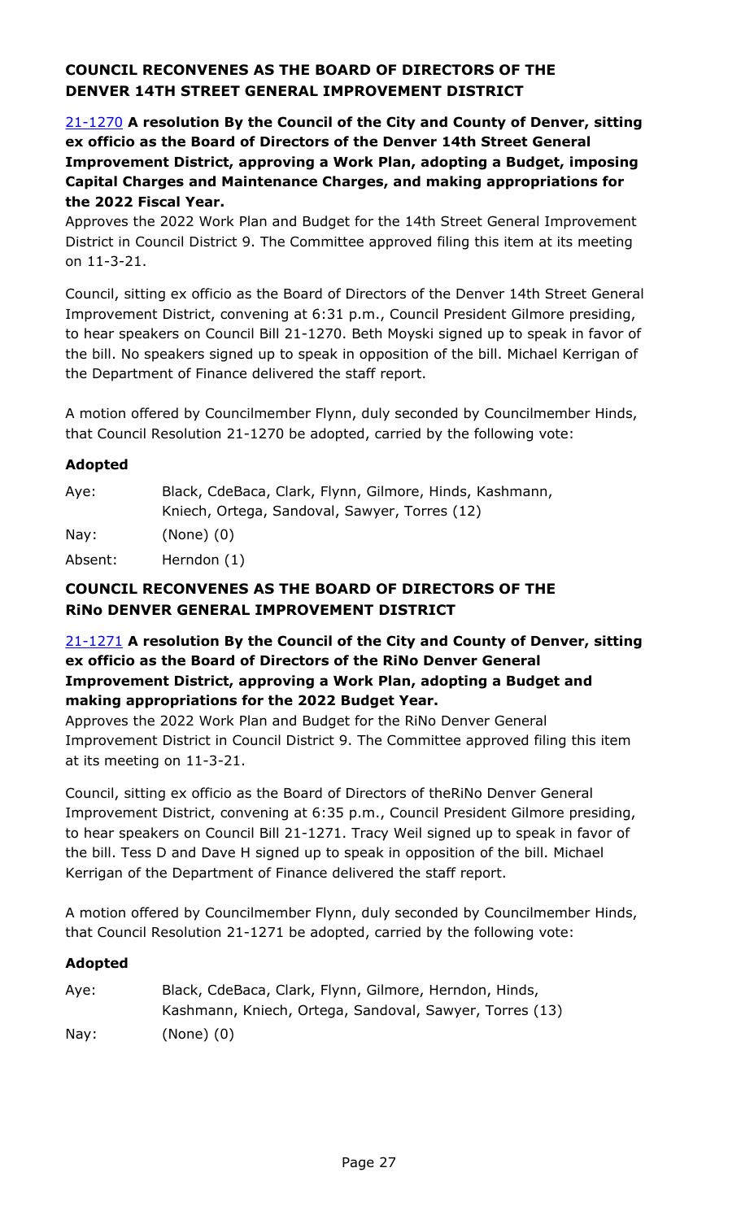## COUNCIL RECONVENES AS THE BOARD OF DIRECTORS OF THE DENVER 14TH STREET GENERAL IMPROVEMENT DISTRICT

**21-1270 A resolution By the Council of the City and County of Denver, sitting ex officio as the Board of Directors of the Denver 14th Street General Improvement District, approving a Work Plan, adopting a Budget, imposing Capital Charges and Maintenance Charges, and making appropriations for the 2022 Fiscal Year.**

Approves the 2022 Work Plan and Budget for the 14th Street General Improvement District in Council District 9. The Committee approved filing this item at its meeting on 11-3-21.

Council, sitting ex officio as the Board of Directors of the Denver 14th Street General Improvement District, convening at 6:31 p.m., Council President Gilmore presiding, to hear speakers on Council Bill 21-1270. Beth Moyski signed up to speak in favor of the bill. No speakers signed up to speak in opposition of the bill. Michael Kerrigan of the Department of Finance delivered the staff report.

A motion offered by Councilmember Flynn, duly seconded by Councilmember Hinds, that Council Resolution 21-1270 be adopted, carried by the following vote:

**Adopted**

Aye: Black, CdeBaca, Clark, Flynn, Gilmore, Hinds, Kashmann, Kniech, Ortega, Sandoval, Sawyer, Torres (12)

Nay: (None) (0)

Absent: Herndon (1)

## COUNCIL RECONVENES AS THE BOARD OF DIRECTORS OF THE RiNo DENVER GENERAL IMPROVEMENT DISTRICT

**21-1271 A resolution By the Council of the City and County of Denver, sitting ex officio as the Board of Directors of the RiNo Denver General Improvement District, approving a Work Plan, adopting a Budget and making appropriations for the 2022 Budget Year.**

Approves the 2022 Work Plan and Budget for the RiNo Denver General Improvement District in Council District 9. The Committee approved filing this item at its meeting on 11-3-21.

Council, sitting ex officio as the Board of Directors of theRiNo Denver General Improvement District, convening at 6:35 p.m., Council President Gilmore presiding, to hear speakers on Council Bill 21-1271. Tracy Weil signed up to speak in favor of the bill. Tess D and Dave H signed up to speak in opposition of the bill. Michael Kerrigan of the Department of Finance delivered the staff report.

A motion offered by Councilmember Flynn, duly seconded by Councilmember Hinds, that Council Resolution 21-1271 be adopted, carried by the following vote:

**Adopted**

Aye: Black, CdeBaca, Clark, Flynn, Gilmore, Herndon, Hinds, Kashmann, Kniech, Ortega, Sandoval, Sawyer, Torres (13)

Nay: (None) (0)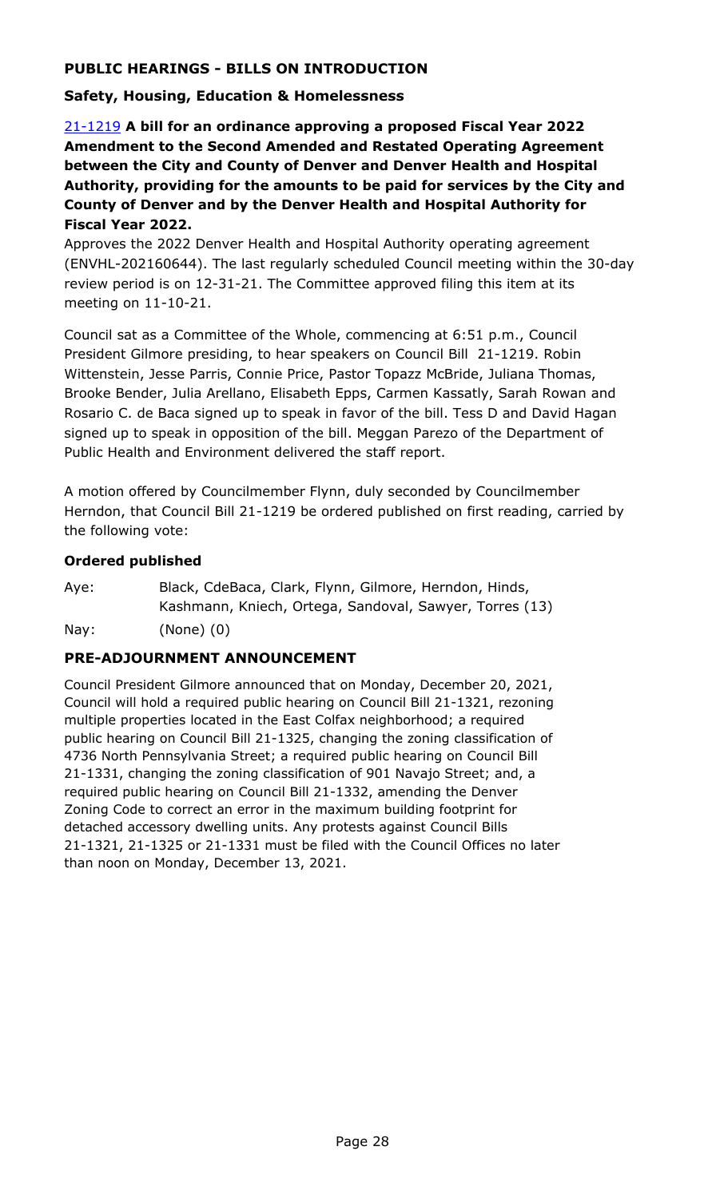### PUBLIC HEARINGS - BILLS ON INTRODUCTION

#### Safety, Housing, Education & Homelessness

21-1219 **A bill for an ordinance approving a proposed Fiscal Year 2022 Amendment to the Second Amended and Restated Operating Agreement between the City and County of Denver and Denver Health and Hospital Authority, providing for the amounts to be paid for services by the City and County of Denver and by the Denver Health and Hospital Authority for Fiscal Year 2022.**

Approves the 2022 Denver Health and Hospital Authority operating agreement (ENVHL-202160644). The last regularly scheduled Council meeting within the 30-day review period is on 12-31-21. The Committee approved filing this item at its meeting on 11-10-21.

Council sat as a Committee of the Whole, commencing at 6:51 p.m., Council President Gilmore presiding, to hear speakers on Council Bill 21-1219. Robin Wittenstein, Jesse Parris, Connie Price, Pastor Topazz McBride, Juliana Thomas, Brooke Bender, Julia Arellano, Elisabeth Epps, Carmen Kassatly, Sarah Rowan and Rosario C. de Baca signed up to speak in favor of the bill. Tess D and David Hagan signed up to speak in opposition of the bill. Meggan Parezo of the Department of Public Health and Environment delivered the staff report.

A motion offered by Councilmember Flynn, duly seconded by Councilmember Herndon, that Council Bill 21-1219 be ordered published on first reading, carried by the following vote:

**Ordered published**

Aye: Black, CdeBaca, Clark, Flynn, Gilmore, Herndon, Hinds, Kashmann, Kniech, Ortega, Sandoval, Sawyer, Torres (13)

Nay: (None) (0)

### PRE-ADJOURNMENT ANNOUNCEMENT

Council President Gilmore announced that on Monday, December 20, 2021, Council will hold a required public hearing on Council Bill 21-1321, rezoning multiple properties located in the East Colfax neighborhood; a required public hearing on Council Bill 21-1325, changing the zoning classification of 4736 North Pennsylvania Street; a required public hearing on Council Bill 21-1331, changing the zoning classification of 901 Navajo Street; and, a required public hearing on Council Bill 21-1332, amending the Denver Zoning Code to correct an error in the maximum building footprint for detached accessory dwelling units. Any protests against Council Bills 21-1321, 21-1325 or 21-1331 must be filed with the Council Offices no later than noon on Monday, December 13, 2021.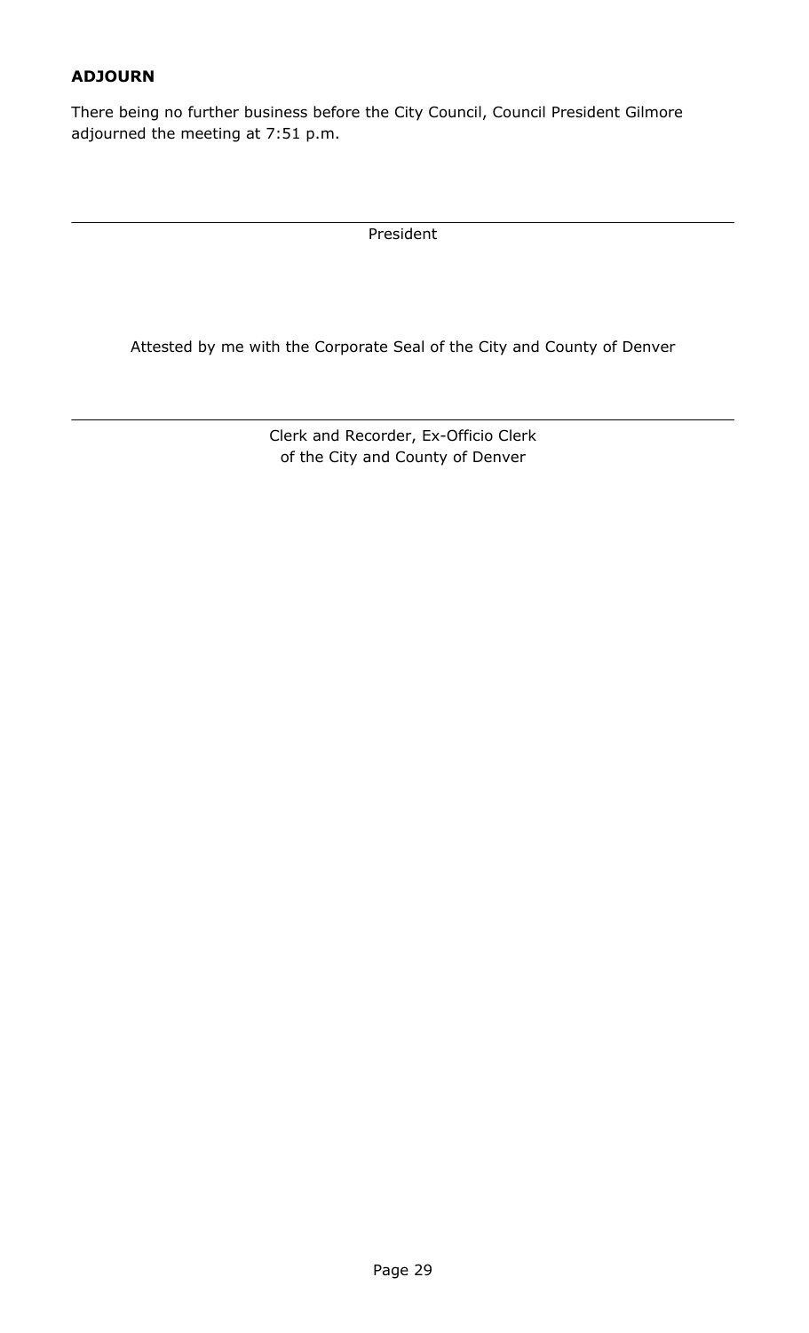**ADJOURN**

There being no further business before the City Council, Council President Gilmore adjourned the meeting at 7:51 p.m.

\_\_\_\_\_\_\_\_\_\_\_\_\_\_\_\_\_\_\_\_\_\_\_\_\_\_\_\_\_\_\_\_\_\_\_\_\_\_\_\_

President

Attested by me with the Corporate Seal of the City and County of Denver

\_\_\_\_\_\_\_\_\_\_\_\_\_\_\_\_\_\_\_\_\_\_\_\_\_\_\_\_\_\_\_\_\_\_\_\_\_\_\_\_

Clerk and Recorder, Ex-Officio Clerk
of the City and County of Denver